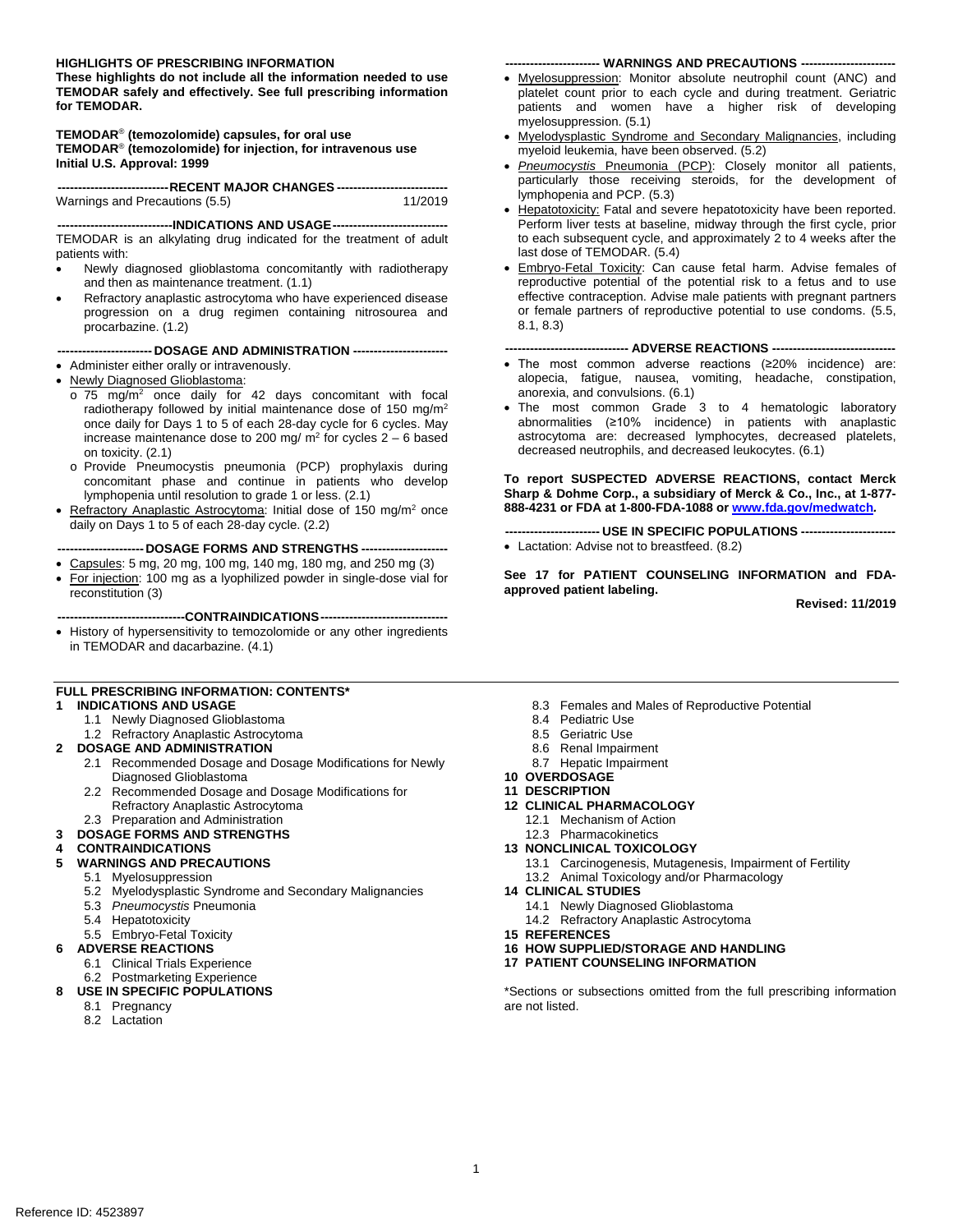**HIGHLIGHTS OF PRESCRIBING INFORMATION**
**These highlights do not include all the information needed to use TEMODAR safely and effectively. See full prescribing information for TEMODAR.**

**TEMODAR® (temozolomide) capsules, for oral use**
**TEMODAR® (temozolomide) for injection, for intravenous use**
**Initial U.S. Approval: 1999**

**RECENT MAJOR CHANGES**

Warnings and Precautions (5.5) 11/2019

**INDICATIONS AND USAGE**

TEMODAR is an alkylating drug indicated for the treatment of adult patients with:

- Newly diagnosed glioblastoma concomitantly with radiotherapy and then as maintenance treatment. (1.1)
- Refractory anaplastic astrocytoma who have experienced disease progression on a drug regimen containing nitrosourea and procarbazine. (1.2)

**DOSAGE AND ADMINISTRATION**

- Administer either orally or intravenously.
- Newly Diagnosed Glioblastoma:
  - o 75 mg/m$^2$ once daily for 42 days concomitant with focal radiotherapy followed by initial maintenance dose of 150 mg/m$^2$ once daily for Days 1 to 5 of each 28-day cycle for 6 cycles. May increase maintenance dose to 200 mg/ m$^2$ for cycles 2 – 6 based on toxicity. (2.1)
  - o Provide Pneumocystis pneumonia (PCP) prophylaxis during concomitant phase and continue in patients who develop lymphopenia until resolution to grade 1 or less. (2.1)
- Refractory Anaplastic Astrocytoma: Initial dose of 150 mg/m$^2$ once daily on Days 1 to 5 of each 28-day cycle. (2.2)

**DOSAGE FORMS AND STRENGTHS**

- Capsules: 5 mg, 20 mg, 100 mg, 140 mg, 180 mg, and 250 mg (3)
- For injection: 100 mg as a lyophilized powder in single-dose vial for reconstitution (3)

**CONTRAINDICATIONS**

- History of hypersensitivity to temozolomide or any other ingredients in TEMODAR and dacarbazine. (4.1)

**WARNINGS AND PRECAUTIONS**

- Myelosuppression: Monitor absolute neutrophil count (ANC) and platelet count prior to each cycle and during treatment. Geriatric patients and women have a higher risk of developing myelosuppression. (5.1)
- Myelodysplastic Syndrome and Secondary Malignancies, including myeloid leukemia, have been observed. (5.2)
- *Pneumocystis* Pneumonia (PCP): Closely monitor all patients, particularly those receiving steroids, for the development of lymphopenia and PCP. (5.3)
- Hepatotoxicity: Fatal and severe hepatotoxicity have been reported. Perform liver tests at baseline, midway through the first cycle, prior to each subsequent cycle, and approximately 2 to 4 weeks after the last dose of TEMODAR. (5.4)
- Embryo-Fetal Toxicity: Can cause fetal harm. Advise females of reproductive potential of the potential risk to a fetus and to use effective contraception. Advise male patients with pregnant partners or female partners of reproductive potential to use condoms. (5.5, 8.1, 8.3)

**ADVERSE REACTIONS**

- The most common adverse reactions (≥20% incidence) are: alopecia, fatigue, nausea, vomiting, headache, constipation, anorexia, and convulsions. (6.1)
- The most common Grade 3 to 4 hematologic laboratory abnormalities (≥10% incidence) in patients with anaplastic astrocytoma are: decreased lymphocytes, decreased platelets, decreased neutrophils, and decreased leukocytes. (6.1)

**To report SUSPECTED ADVERSE REACTIONS, contact Merck Sharp & Dohme Corp., a subsidiary of Merck & Co., Inc., at 1-877-888-4231 or FDA at 1-800-FDA-1088 or www.fda.gov/medwatch.**

**USE IN SPECIFIC POPULATIONS**

- Lactation: Advise not to breastfeed. (8.2)

**See 17 for PATIENT COUNSELING INFORMATION and FDA-approved patient labeling.**

**Revised: 11/2019**

**FULL PRESCRIBING INFORMATION: CONTENTS***

**1 INDICATIONS AND USAGE**
- 1.1 Newly Diagnosed Glioblastoma
- 1.2 Refractory Anaplastic Astrocytoma

**2 DOSAGE AND ADMINISTRATION**
- 2.1 Recommended Dosage and Dosage Modifications for Newly Diagnosed Glioblastoma
- 2.2 Recommended Dosage and Dosage Modifications for Refractory Anaplastic Astrocytoma
- 2.3 Preparation and Administration

**3 DOSAGE FORMS AND STRENGTHS**

**4 CONTRAINDICATIONS**

**5 WARNINGS AND PRECAUTIONS**
- 5.1 Myelosuppression
- 5.2 Myelodysplastic Syndrome and Secondary Malignancies
- 5.3 *Pneumocystis* Pneumonia
- 5.4 Hepatotoxicity
- 5.5 Embryo-Fetal Toxicity

**6 ADVERSE REACTIONS**
- 6.1 Clinical Trials Experience
- 6.2 Postmarketing Experience

**8 USE IN SPECIFIC POPULATIONS**
- 8.1 Pregnancy
- 8.2 Lactation
- 8.3 Females and Males of Reproductive Potential
- 8.4 Pediatric Use
- 8.5 Geriatric Use
- 8.6 Renal Impairment
- 8.7 Hepatic Impairment

**10 OVERDOSAGE**

**11 DESCRIPTION**

**12 CLINICAL PHARMACOLOGY**
- 12.1 Mechanism of Action
- 12.3 Pharmacokinetics

**13 NONCLINICAL TOXICOLOGY**
- 13.1 Carcinogenesis, Mutagenesis, Impairment of Fertility
- 13.2 Animal Toxicology and/or Pharmacology

**14 CLINICAL STUDIES**
- 14.1 Newly Diagnosed Glioblastoma
- 14.2 Refractory Anaplastic Astrocytoma

**15 REFERENCES**

**16 HOW SUPPLIED/STORAGE AND HANDLING**

**17 PATIENT COUNSELING INFORMATION**

*Sections or subsections omitted from the full prescribing information are not listed.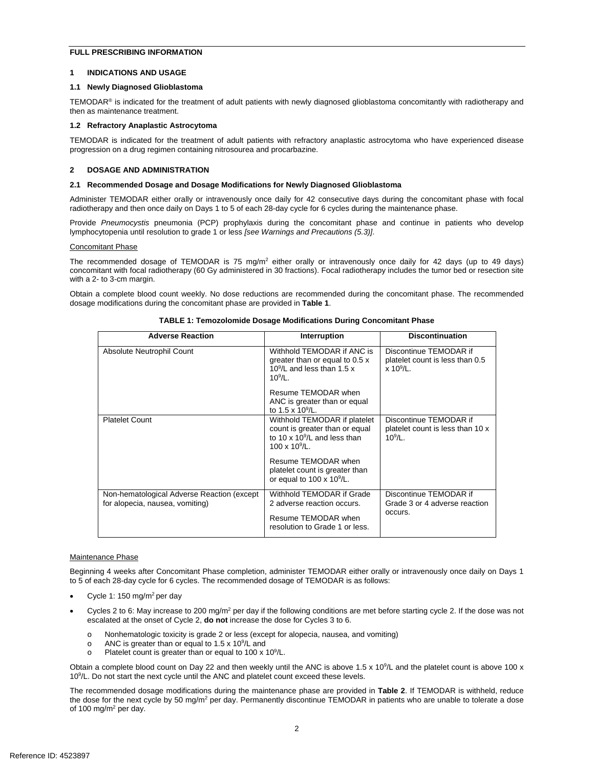# FULL PRESCRIBING INFORMATION

## 1 INDICATIONS AND USAGE

### 1.1 Newly Diagnosed Glioblastoma

TEMODAR® is indicated for the treatment of adult patients with newly diagnosed glioblastoma concomitantly with radiotherapy and then as maintenance treatment.

### 1.2 Refractory Anaplastic Astrocytoma

TEMODAR is indicated for the treatment of adult patients with refractory anaplastic astrocytoma who have experienced disease progression on a drug regimen containing nitrosourea and procarbazine.

## 2 DOSAGE AND ADMINISTRATION

### 2.1 Recommended Dosage and Dosage Modifications for Newly Diagnosed Glioblastoma

Administer TEMODAR either orally or intravenously once daily for 42 consecutive days during the concomitant phase with focal radiotherapy and then once daily on Days 1 to 5 of each 28-day cycle for 6 cycles during the maintenance phase.

Provide *Pneumocystis* pneumonia (PCP) prophylaxis during the concomitant phase and continue in patients who develop lymphocytopenia until resolution to grade 1 or less *[see Warnings and Precautions (5.3)]*.

Concomitant Phase

The recommended dosage of TEMODAR is 75 mg/m$^2$ either orally or intravenously once daily for 42 days (up to 49 days) concomitant with focal radiotherapy (60 Gy administered in 30 fractions). Focal radiotherapy includes the tumor bed or resection site with a 2- to 3-cm margin.

Obtain a complete blood count weekly. No dose reductions are recommended during the concomitant phase. The recommended dosage modifications during the concomitant phase are provided in **Table 1**.

**TABLE 1: Temozolomide Dosage Modifications During Concomitant Phase**

| Adverse Reaction | Interruption | Discontinuation |
|---|---|---|
| Absolute Neutrophil Count | Withhold TEMODAR if ANC is greater than or equal to 0.5 x $10^9$/L and less than 1.5 x $10^9$/L. Resume TEMODAR when ANC is greater than or equal to 1.5 x $10^9$/L. | Discontinue TEMODAR if platelet count is less than 0.5 x $10^9$/L. |
| Platelet Count | Withhold TEMODAR if platelet count is greater than or equal to 10 x $10^9$/L and less than 100 x $10^9$/L. Resume TEMODAR when platelet count is greater than or equal to 100 x $10^9$/L. | Discontinue TEMODAR if platelet count is less than 10 x $10^9$/L. |
| Non-hematological Adverse Reaction (except for alopecia, nausea, vomiting) | Withhold TEMODAR if Grade 2 adverse reaction occurs. Resume TEMODAR when resolution to Grade 1 or less. | Discontinue TEMODAR if Grade 3 or 4 adverse reaction occurs. |

Maintenance Phase

Beginning 4 weeks after Concomitant Phase completion, administer TEMODAR either orally or intravenously once daily on Days 1 to 5 of each 28-day cycle for 6 cycles. The recommended dosage of TEMODAR is as follows:

- Cycle 1: 150 mg/m$^2$ per day
- Cycles 2 to 6: May increase to 200 mg/m$^2$ per day if the following conditions are met before starting cycle 2. If the dose was not escalated at the onset of Cycle 2, **do not** increase the dose for Cycles 3 to 6.
  - Nonhematologic toxicity is grade 2 or less (except for alopecia, nausea, and vomiting)
  - ANC is greater than or equal to 1.5 x $10^9$/L and
  - Platelet count is greater than or equal to 100 x $10^9$/L.

Obtain a complete blood count on Day 22 and then weekly until the ANC is above 1.5 x $10^9$/L and the platelet count is above 100 x $10^9$/L. Do not start the next cycle until the ANC and platelet count exceed these levels.

The recommended dosage modifications during the maintenance phase are provided in **Table 2**. If TEMODAR is withheld, reduce the dose for the next cycle by 50 mg/m$^2$ per day. Permanently discontinue TEMODAR in patients who are unable to tolerate a dose of 100 mg/m$^2$ per day.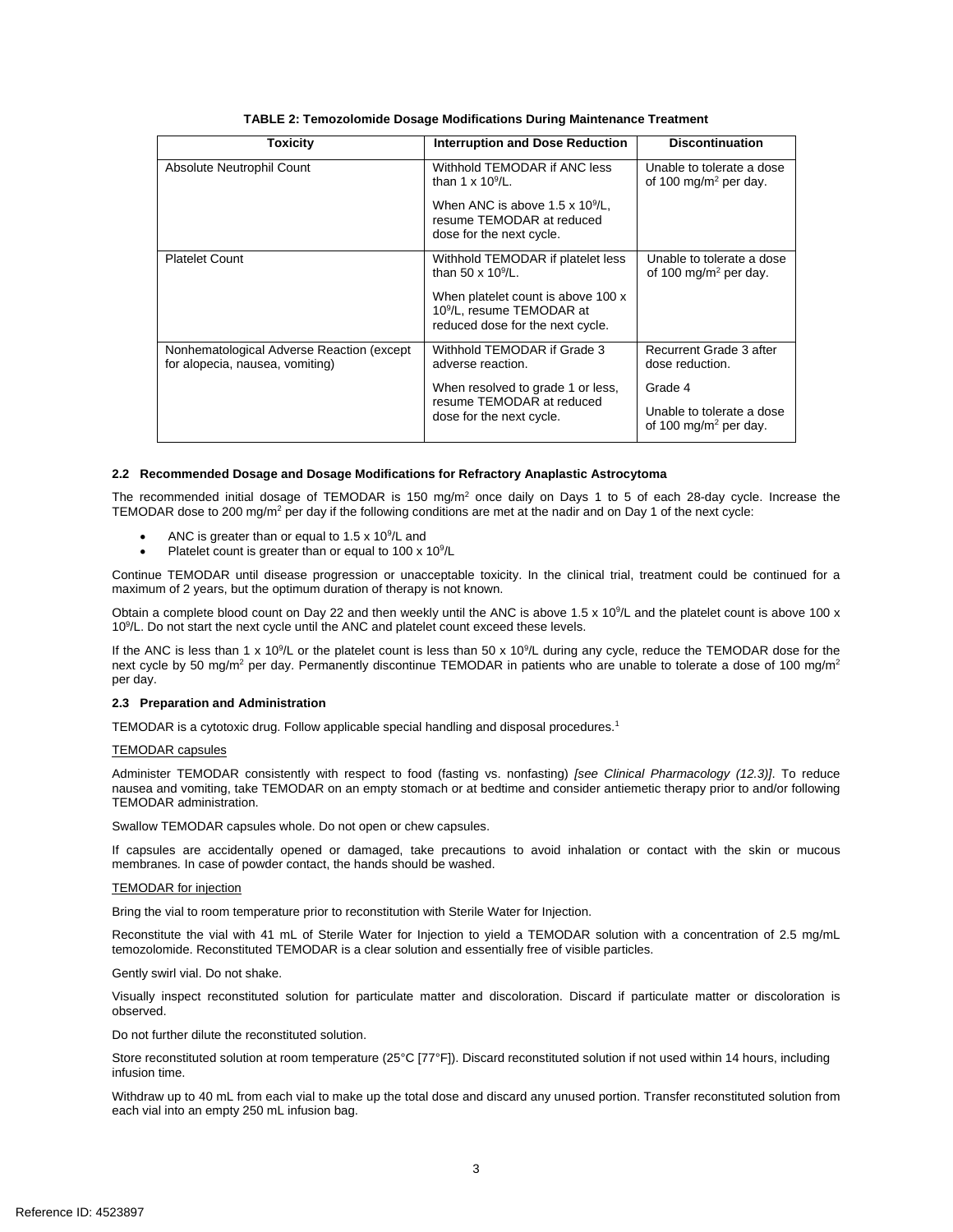**TABLE 2: Temozolomide Dosage Modifications During Maintenance Treatment**

| Toxicity | Interruption and Dose Reduction | Discontinuation |
|---|---|---|
| Absolute Neutrophil Count | Withhold TEMODAR if ANC less than 1 x $10^9$/L. When ANC is above 1.5 x $10^9$/L, resume TEMODAR at reduced dose for the next cycle. | Unable to tolerate a dose of 100 mg/m$^2$ per day. |
| Platelet Count | Withhold TEMODAR if platelet less than 50 x $10^9$/L. When platelet count is above 100 x $10^9$/L, resume TEMODAR at reduced dose for the next cycle. | Unable to tolerate a dose of 100 mg/m$^2$ per day. |
| Nonhematological Adverse Reaction (except for alopecia, nausea, vomiting) | Withhold TEMODAR if Grade 3 adverse reaction. When resolved to grade 1 or less, resume TEMODAR at reduced dose for the next cycle. | Recurrent Grade 3 after dose reduction. Grade 4 Unable to tolerate a dose of 100 mg/m$^2$ per day. |

### 2.2 Recommended Dosage and Dosage Modifications for Refractory Anaplastic Astrocytoma

The recommended initial dosage of TEMODAR is 150 mg/m$^2$ once daily on Days 1 to 5 of each 28-day cycle. Increase the TEMODAR dose to 200 mg/m$^2$ per day if the following conditions are met at the nadir and on Day 1 of the next cycle:

- ANC is greater than or equal to 1.5 x $10^9$/L and
- Platelet count is greater than or equal to 100 x $10^9$/L

Continue TEMODAR until disease progression or unacceptable toxicity. In the clinical trial, treatment could be continued for a maximum of 2 years, but the optimum duration of therapy is not known.

Obtain a complete blood count on Day 22 and then weekly until the ANC is above 1.5 x $10^9$/L and the platelet count is above 100 x $10^9$/L. Do not start the next cycle until the ANC and platelet count exceed these levels.

If the ANC is less than 1 x $10^9$/L or the platelet count is less than 50 x $10^9$/L during any cycle, reduce the TEMODAR dose for the next cycle by 50 mg/m$^2$ per day. Permanently discontinue TEMODAR in patients who are unable to tolerate a dose of 100 mg/m$^2$ per day.

### 2.3 Preparation and Administration

TEMODAR is a cytotoxic drug. Follow applicable special handling and disposal procedures.[1]

TEMODAR capsules

Administer TEMODAR consistently with respect to food (fasting vs. nonfasting) *[see Clinical Pharmacology (12.3)]*. To reduce nausea and vomiting, take TEMODAR on an empty stomach or at bedtime and consider antiemetic therapy prior to and/or following TEMODAR administration.

Swallow TEMODAR capsules whole. Do not open or chew capsules.

If capsules are accidentally opened or damaged, take precautions to avoid inhalation or contact with the skin or mucous membranes. In case of powder contact, the hands should be washed.

TEMODAR for injection

Bring the vial to room temperature prior to reconstitution with Sterile Water for Injection.

Reconstitute the vial with 41 mL of Sterile Water for Injection to yield a TEMODAR solution with a concentration of 2.5 mg/mL temozolomide. Reconstituted TEMODAR is a clear solution and essentially free of visible particles.

Gently swirl vial. Do not shake.

Visually inspect reconstituted solution for particulate matter and discoloration. Discard if particulate matter or discoloration is observed.

Do not further dilute the reconstituted solution.

Store reconstituted solution at room temperature (25°C [77°F]). Discard reconstituted solution if not used within 14 hours, including infusion time.

Withdraw up to 40 mL from each vial to make up the total dose and discard any unused portion. Transfer reconstituted solution from each vial into an empty 250 mL infusion bag.

Reference ID: 4523897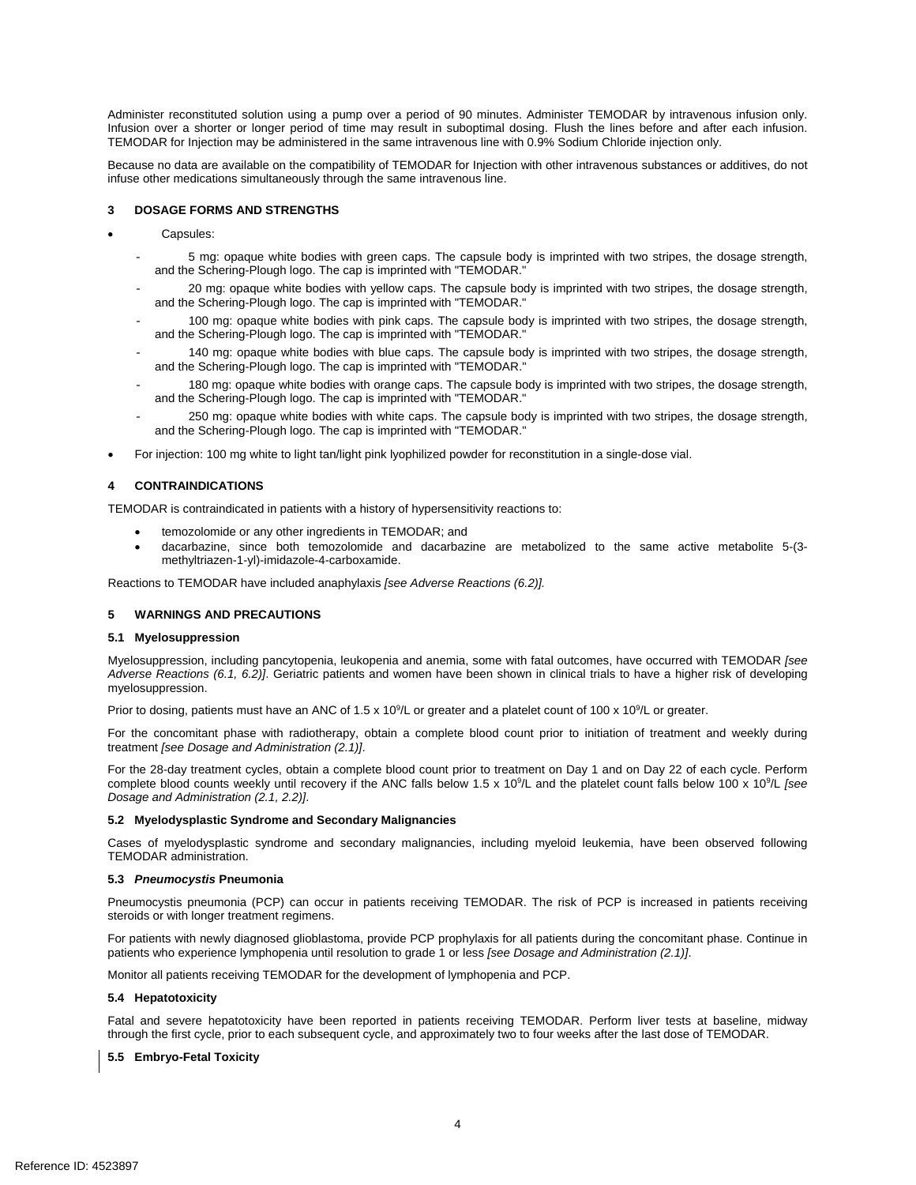Administer reconstituted solution using a pump over a period of 90 minutes. Administer TEMODAR by intravenous infusion only. Infusion over a shorter or longer period of time may result in suboptimal dosing. Flush the lines before and after each infusion. TEMODAR for Injection may be administered in the same intravenous line with 0.9% Sodium Chloride injection only.

Because no data are available on the compatibility of TEMODAR for Injection with other intravenous substances or additives, do not infuse other medications simultaneously through the same intravenous line.

## 3 DOSAGE FORMS AND STRENGTHS

- Capsules:
  - 5 mg: opaque white bodies with green caps. The capsule body is imprinted with two stripes, the dosage strength, and the Schering-Plough logo. The cap is imprinted with "TEMODAR."
  - 20 mg: opaque white bodies with yellow caps. The capsule body is imprinted with two stripes, the dosage strength, and the Schering-Plough logo. The cap is imprinted with "TEMODAR."
  - 100 mg: opaque white bodies with pink caps. The capsule body is imprinted with two stripes, the dosage strength, and the Schering-Plough logo. The cap is imprinted with "TEMODAR."
  - 140 mg: opaque white bodies with blue caps. The capsule body is imprinted with two stripes, the dosage strength, and the Schering-Plough logo. The cap is imprinted with "TEMODAR."
  - 180 mg: opaque white bodies with orange caps. The capsule body is imprinted with two stripes, the dosage strength, and the Schering-Plough logo. The cap is imprinted with "TEMODAR."
  - 250 mg: opaque white bodies with white caps. The capsule body is imprinted with two stripes, the dosage strength, and the Schering-Plough logo. The cap is imprinted with "TEMODAR."
- For injection: 100 mg white to light tan/light pink lyophilized powder for reconstitution in a single-dose vial.

## 4 CONTRAINDICATIONS

TEMODAR is contraindicated in patients with a history of hypersensitivity reactions to:

- temozolomide or any other ingredients in TEMODAR; and
- dacarbazine, since both temozolomide and dacarbazine are metabolized to the same active metabolite 5-(3-methyltriazen-1-yl)-imidazole-4-carboxamide.

Reactions to TEMODAR have included anaphylaxis *[see Adverse Reactions (6.2)].*

## 5 WARNINGS AND PRECAUTIONS

### 5.1 Myelosuppression

Myelosuppression, including pancytopenia, leukopenia and anemia, some with fatal outcomes, have occurred with TEMODAR *[see Adverse Reactions (6.1, 6.2)]*. Geriatric patients and women have been shown in clinical trials to have a higher risk of developing myelosuppression.

Prior to dosing, patients must have an ANC of 1.5 x $10^9$/L or greater and a platelet count of 100 x $10^9$/L or greater.

For the concomitant phase with radiotherapy, obtain a complete blood count prior to initiation of treatment and weekly during treatment *[see Dosage and Administration (2.1)]*.

For the 28-day treatment cycles, obtain a complete blood count prior to treatment on Day 1 and on Day 22 of each cycle. Perform complete blood counts weekly until recovery if the ANC falls below 1.5 x $10^9$/L and the platelet count falls below 100 x $10^9$/L *[see Dosage and Administration (2.1, 2.2)]*.

### 5.2 Myelodysplastic Syndrome and Secondary Malignancies

Cases of myelodysplastic syndrome and secondary malignancies, including myeloid leukemia, have been observed following TEMODAR administration.

### 5.3 *Pneumocystis* Pneumonia

Pneumocystis pneumonia (PCP) can occur in patients receiving TEMODAR. The risk of PCP is increased in patients receiving steroids or with longer treatment regimens.

For patients with newly diagnosed glioblastoma, provide PCP prophylaxis for all patients during the concomitant phase. Continue in patients who experience lymphopenia until resolution to grade 1 or less *[see Dosage and Administration (2.1)]*.

Monitor all patients receiving TEMODAR for the development of lymphopenia and PCP.

### 5.4 Hepatotoxicity

Fatal and severe hepatotoxicity have been reported in patients receiving TEMODAR. Perform liver tests at baseline, midway through the first cycle, prior to each subsequent cycle, and approximately two to four weeks after the last dose of TEMODAR.

### 5.5 Embryo-Fetal Toxicity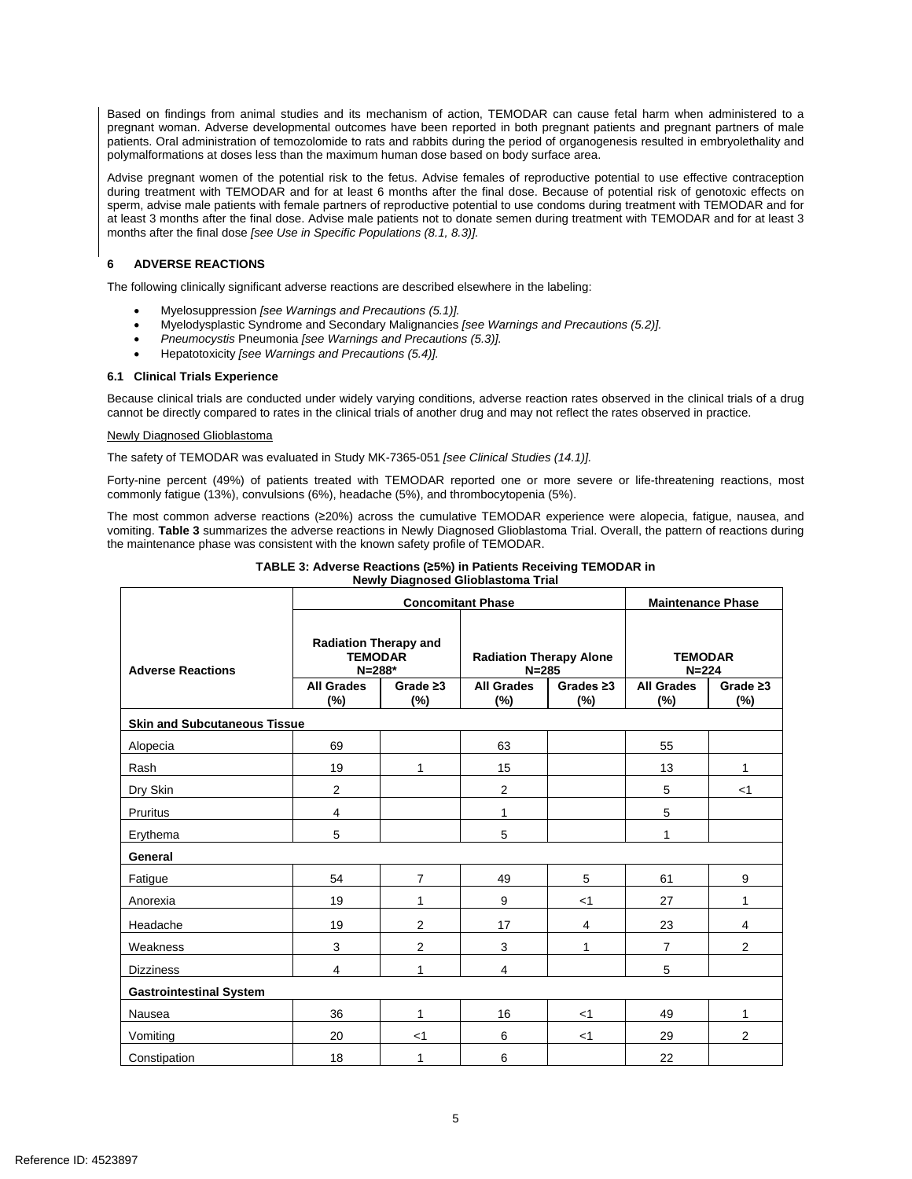Based on findings from animal studies and its mechanism of action, TEMODAR can cause fetal harm when administered to a pregnant woman. Adverse developmental outcomes have been reported in both pregnant patients and pregnant partners of male patients. Oral administration of temozolomide to rats and rabbits during the period of organogenesis resulted in embryolethality and polymalformations at doses less than the maximum human dose based on body surface area.

Advise pregnant women of the potential risk to the fetus. Advise females of reproductive potential to use effective contraception during treatment with TEMODAR and for at least 6 months after the final dose. Because of potential risk of genotoxic effects on sperm, advise male patients with female partners of reproductive potential to use condoms during treatment with TEMODAR and for at least 3 months after the final dose. Advise male patients not to donate semen during treatment with TEMODAR and for at least 3 months after the final dose *[see Use in Specific Populations (8.1, 8.3)]*.

## 6 ADVERSE REACTIONS

The following clinically significant adverse reactions are described elsewhere in the labeling:

- Myelosuppression *[see Warnings and Precautions (5.1)]*.
- Myelodysplastic Syndrome and Secondary Malignancies *[see Warnings and Precautions (5.2)]*.
- *Pneumocystis* Pneumonia *[see Warnings and Precautions (5.3)]*.
- Hepatotoxicity *[see Warnings and Precautions (5.4)]*.

### 6.1 Clinical Trials Experience

Because clinical trials are conducted under widely varying conditions, adverse reaction rates observed in the clinical trials of a drug cannot be directly compared to rates in the clinical trials of another drug and may not reflect the rates observed in practice.

Newly Diagnosed Glioblastoma

The safety of TEMODAR was evaluated in Study MK-7365-051 *[see Clinical Studies (14.1)]*.

Forty-nine percent (49%) of patients treated with TEMODAR reported one or more severe or life-threatening reactions, most commonly fatigue (13%), convulsions (6%), headache (5%), and thrombocytopenia (5%).

The most common adverse reactions (≥20%) across the cumulative TEMODAR experience were alopecia, fatigue, nausea, and vomiting. **Table 3** summarizes the adverse reactions in Newly Diagnosed Glioblastoma Trial. Overall, the pattern of reactions during the maintenance phase was consistent with the known safety profile of TEMODAR.

**TABLE 3: Adverse Reactions (≥5%) in Patients Receiving TEMODAR in Newly Diagnosed Glioblastoma Trial**

| Adverse Reactions | Concomitant Phase | | | | Maintenance Phase | |
|---|---|---|---|---|---|---|
| | Radiation Therapy and TEMODAR N=288* | | Radiation Therapy Alone N=285 | | TEMODAR N=224 | |
| | All Grades (%) | Grade ≥3 (%) | All Grades (%) | Grades ≥3 (%) | All Grades (%) | Grade ≥3 (%) |
| **Skin and Subcutaneous Tissue** | | | | | | |
| Alopecia | 69 | | 63 | | 55 | |
| Rash | 19 | 1 | 15 | | 13 | 1 |
| Dry Skin | 2 | | 2 | | 5 | <1 |
| Pruritus | 4 | | 1 | | 5 | |
| Erythema | 5 | | 5 | | 1 | |
| **General** | | | | | | |
| Fatigue | 54 | 7 | 49 | 5 | 61 | 9 |
| Anorexia | 19 | 1 | 9 | <1 | 27 | 1 |
| Headache | 19 | 2 | 17 | 4 | 23 | 4 |
| Weakness | 3 | 2 | 3 | 1 | 7 | 2 |
| Dizziness | 4 | 1 | 4 | | 5 | |
| **Gastrointestinal System** | | | | | | |
| Nausea | 36 | 1 | 16 | <1 | 49 | 1 |
| Vomiting | 20 | <1 | 6 | <1 | 29 | 2 |
| Constipation | 18 | 1 | 6 | | 22 | |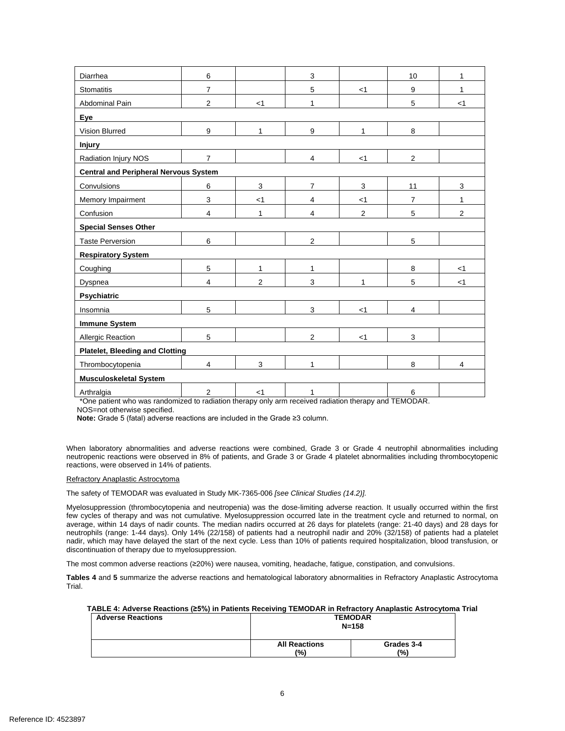| | | | | | | |
|---|---|---|---|---|---|---|
| Diarrhea | 6 | | 3 | | 10 | 1 |
| Stomatitis | 7 | | 5 | <1 | 9 | 1 |
| Abdominal Pain | 2 | <1 | 1 | | 5 | <1 |
| **Eye** | | | | | | |
| Vision Blurred | 9 | 1 | 9 | 1 | 8 | |
| **Injury** | | | | | | |
| Radiation Injury NOS | 7 | | 4 | <1 | 2 | |
| **Central and Peripheral Nervous System** | | | | | | |
| Convulsions | 6 | 3 | 7 | 3 | 11 | 3 |
| Memory Impairment | 3 | <1 | 4 | <1 | 7 | 1 |
| Confusion | 4 | 1 | 4 | 2 | 5 | 2 |
| **Special Senses Other** | | | | | | |
| Taste Perversion | 6 | | 2 | | 5 | |
| **Respiratory System** | | | | | | |
| Coughing | 5 | 1 | 1 | | 8 | <1 |
| Dyspnea | 4 | 2 | 3 | 1 | 5 | <1 |
| **Psychiatric** | | | | | | |
| Insomnia | 5 | | 3 | <1 | 4 | |
| **Immune System** | | | | | | |
| Allergic Reaction | 5 | | 2 | <1 | 3 | |
| **Platelet, Bleeding and Clotting** | | | | | | |
| Thrombocytopenia | 4 | 3 | 1 | | 8 | 4 |
| **Musculoskeletal System** | | | | | | |
| Arthralgia | 2 | <1 | 1 | | 6 | |

*One patient who was randomized to radiation therapy only arm received radiation therapy and TEMODAR.

NOS=not otherwise specified.

**Note:** Grade 5 (fatal) adverse reactions are included in the Grade ≥3 column.

When laboratory abnormalities and adverse reactions were combined, Grade 3 or Grade 4 neutrophil abnormalities including neutropenic reactions were observed in 8% of patients, and Grade 3 or Grade 4 platelet abnormalities including thrombocytopenic reactions, were observed in 14% of patients.

Refractory Anaplastic Astrocytoma

The safety of TEMODAR was evaluated in Study MK-7365-006 *[see Clinical Studies (14.2)].*

Myelosuppression (thrombocytopenia and neutropenia) was the dose-limiting adverse reaction. It usually occurred within the first few cycles of therapy and was not cumulative. Myelosuppression occurred late in the treatment cycle and returned to normal, on average, within 14 days of nadir counts. The median nadirs occurred at 26 days for platelets (range: 21-40 days) and 28 days for neutrophils (range: 1-44 days). Only 14% (22/158) of patients had a neutrophil nadir and 20% (32/158) of patients had a platelet nadir, which may have delayed the start of the next cycle. Less than 10% of patients required hospitalization, blood transfusion, or discontinuation of therapy due to myelosuppression.

The most common adverse reactions (≥20%) were nausea, vomiting, headache, fatigue, constipation, and convulsions.

**Tables 4** and **5** summarize the adverse reactions and hematological laboratory abnormalities in Refractory Anaplastic Astrocytoma Trial.

**TABLE 4: Adverse Reactions (≥5%) in Patients Receiving TEMODAR in Refractory Anaplastic Astrocytoma Trial**

| Adverse Reactions | TEMODAR N=158 | |
|---|---|---|
| | All Reactions (%) | Grades 3-4 (%) |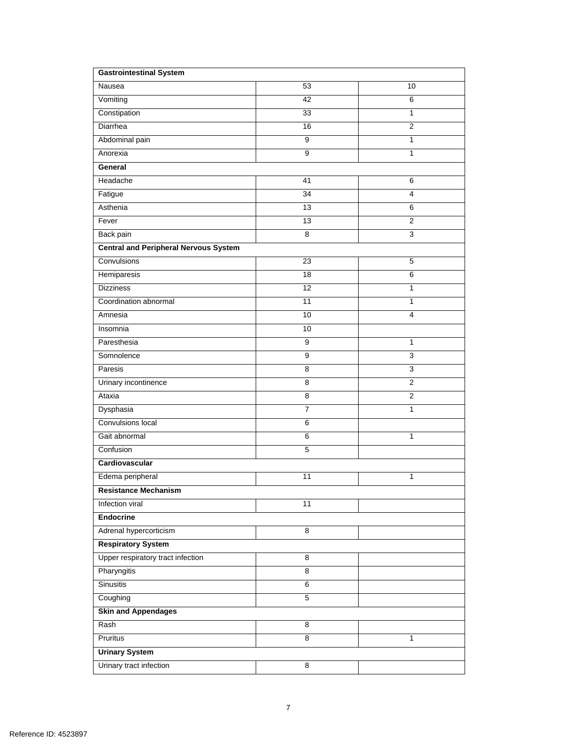| Gastrointestinal System | | |
|---|---|---|
| Nausea | 53 | 10 |
| Vomiting | 42 | 6 |
| Constipation | 33 | 1 |
| Diarrhea | 16 | 2 |
| Abdominal pain | 9 | 1 |
| Anorexia | 9 | 1 |
| **General** | | |
| Headache | 41 | 6 |
| Fatigue | 34 | 4 |
| Asthenia | 13 | 6 |
| Fever | 13 | 2 |
| Back pain | 8 | 3 |
| **Central and Peripheral Nervous System** | | |
| Convulsions | 23 | 5 |
| Hemiparesis | 18 | 6 |
| Dizziness | 12 | 1 |
| Coordination abnormal | 11 | 1 |
| Amnesia | 10 | 4 |
| Insomnia | 10 | |
| Paresthesia | 9 | 1 |
| Somnolence | 9 | 3 |
| Paresis | 8 | 3 |
| Urinary incontinence | 8 | 2 |
| Ataxia | 8 | 2 |
| Dysphasia | 7 | 1 |
| Convulsions local | 6 | |
| Gait abnormal | 6 | 1 |
| Confusion | 5 | |
| **Cardiovascular** | | |
| Edema peripheral | 11 | 1 |
| **Resistance Mechanism** | | |
| Infection viral | 11 | |
| **Endocrine** | | |
| Adrenal hypercorticism | 8 | |
| **Respiratory System** | | |
| Upper respiratory tract infection | 8 | |
| Pharyngitis | 8 | |
| Sinusitis | 6 | |
| Coughing | 5 | |
| **Skin and Appendages** | | |
| Rash | 8 | |
| Pruritus | 8 | 1 |
| **Urinary System** | | |
| Urinary tract infection | 8 | |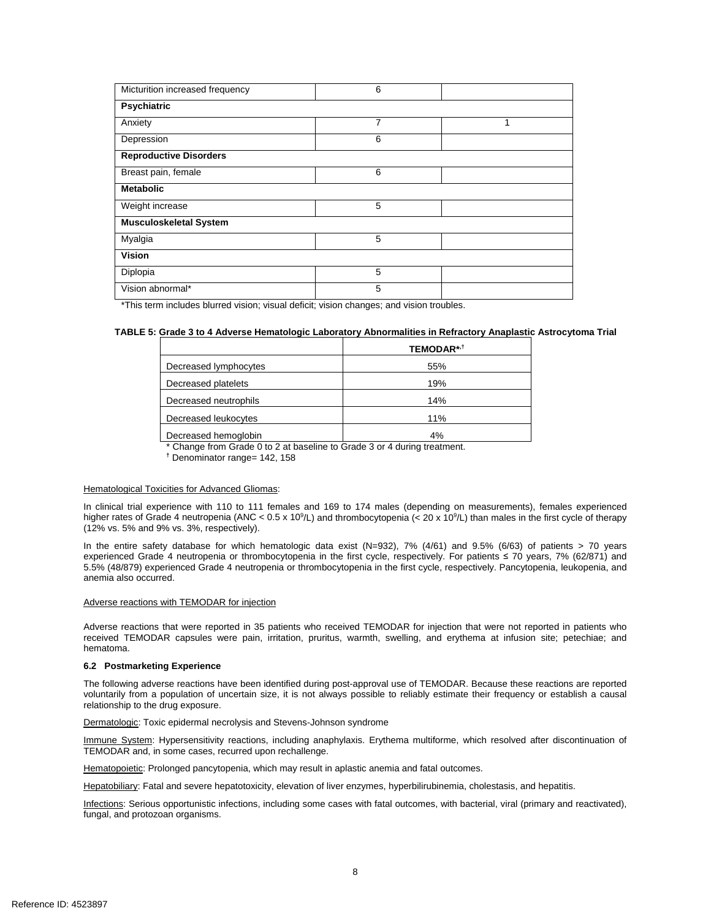| | | |
|---|---|---|
| Micturition increased frequency | 6 | |
| **Psychiatric** | | |
| Anxiety | 7 | 1 |
| Depression | 6 | |
| **Reproductive Disorders** | | |
| Breast pain, female | 6 | |
| **Metabolic** | | |
| Weight increase | 5 | |
| **Musculoskeletal System** | | |
| Myalgia | 5 | |
| **Vision** | | |
| Diplopia | 5 | |
| Vision abnormal* | 5 | |

*This term includes blurred vision; visual deficit; vision changes; and vision troubles.

**TABLE 5: Grade 3 to 4 Adverse Hematologic Laboratory Abnormalities in Refractory Anaplastic Astrocytoma Trial**

| | TEMODAR*,† |
|---|---|
| Decreased lymphocytes | 55% |
| Decreased platelets | 19% |
| Decreased neutrophils | 14% |
| Decreased leukocytes | 11% |
| Decreased hemoglobin | 4% |

\* Change from Grade 0 to 2 at baseline to Grade 3 or 4 during treatment.
† Denominator range= 142, 158

Hematological Toxicities for Advanced Gliomas:

In clinical trial experience with 110 to 111 females and 169 to 174 males (depending on measurements), females experienced higher rates of Grade 4 neutropenia (ANC < 0.5 x $10^9$/L) and thrombocytopenia (< 20 x $10^9$/L) than males in the first cycle of therapy (12% vs. 5% and 9% vs. 3%, respectively).

In the entire safety database for which hematologic data exist (N=932), 7% (4/61) and 9.5% (6/63) of patients > 70 years experienced Grade 4 neutropenia or thrombocytopenia in the first cycle, respectively. For patients ≤ 70 years, 7% (62/871) and 5.5% (48/879) experienced Grade 4 neutropenia or thrombocytopenia in the first cycle, respectively. Pancytopenia, leukopenia, and anemia also occurred.

Adverse reactions with TEMODAR for injection

Adverse reactions that were reported in 35 patients who received TEMODAR for injection that were not reported in patients who received TEMODAR capsules were pain, irritation, pruritus, warmth, swelling, and erythema at infusion site; petechiae; and hematoma.

### 6.2 Postmarketing Experience

The following adverse reactions have been identified during post-approval use of TEMODAR. Because these reactions are reported voluntarily from a population of uncertain size, it is not always possible to reliably estimate their frequency or establish a causal relationship to the drug exposure.

Dermatologic: Toxic epidermal necrolysis and Stevens-Johnson syndrome

Immune System: Hypersensitivity reactions, including anaphylaxis. Erythema multiforme, which resolved after discontinuation of TEMODAR and, in some cases, recurred upon rechallenge.

Hematopoietic: Prolonged pancytopenia, which may result in aplastic anemia and fatal outcomes.

Hepatobiliary: Fatal and severe hepatotoxicity, elevation of liver enzymes, hyperbilirubinemia, cholestasis, and hepatitis.

Infections: Serious opportunistic infections, including some cases with fatal outcomes, with bacterial, viral (primary and reactivated), fungal, and protozoan organisms.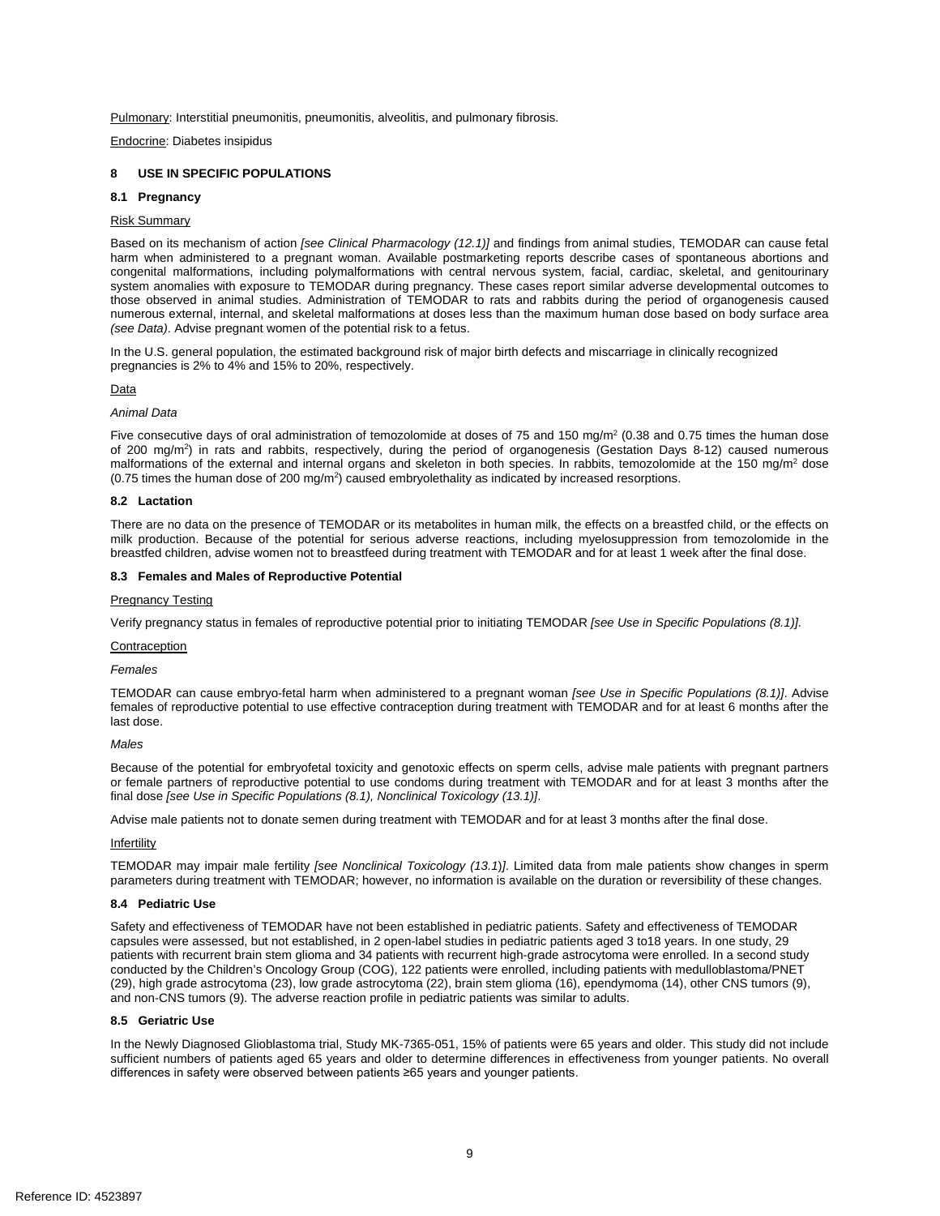<u>Pulmonary</u>: Interstitial pneumonitis, pneumonitis, alveolitis, and pulmonary fibrosis.

<u>Endocrine</u>: Diabetes insipidus

## 8 USE IN SPECIFIC POPULATIONS

### 8.1 Pregnancy

<u>Risk Summary</u>

Based on its mechanism of action *[see Clinical Pharmacology (12.1)]* and findings from animal studies, TEMODAR can cause fetal harm when administered to a pregnant woman. Available postmarketing reports describe cases of spontaneous abortions and congenital malformations, including polymalformations with central nervous system, facial, cardiac, skeletal, and genitourinary system anomalies with exposure to TEMODAR during pregnancy. These cases report similar adverse developmental outcomes to those observed in animal studies. Administration of TEMODAR to rats and rabbits during the period of organogenesis caused numerous external, internal, and skeletal malformations at doses less than the maximum human dose based on body surface area *(see Data)*. Advise pregnant women of the potential risk to a fetus.

In the U.S. general population, the estimated background risk of major birth defects and miscarriage in clinically recognized pregnancies is 2% to 4% and 15% to 20%, respectively.

<u>Data</u>

*Animal Data*

Five consecutive days of oral administration of temozolomide at doses of 75 and 150 mg/m$^2$ (0.38 and 0.75 times the human dose of 200 mg/m$^2$) in rats and rabbits, respectively, during the period of organogenesis (Gestation Days 8-12) caused numerous malformations of the external and internal organs and skeleton in both species. In rabbits, temozolomide at the 150 mg/m$^2$ dose (0.75 times the human dose of 200 mg/m$^2$) caused embryolethality as indicated by increased resorptions.

### 8.2 Lactation

There are no data on the presence of TEMODAR or its metabolites in human milk, the effects on a breastfed child, or the effects on milk production. Because of the potential for serious adverse reactions, including myelosuppression from temozolomide in the breastfed children, advise women not to breastfeed during treatment with TEMODAR and for at least 1 week after the final dose.

### 8.3 Females and Males of Reproductive Potential

<u>Pregnancy Testing</u>

Verify pregnancy status in females of reproductive potential prior to initiating TEMODAR *[see Use in Specific Populations (8.1)]*.

<u>Contraception</u>

*Females*

TEMODAR can cause embryo-fetal harm when administered to a pregnant woman *[see Use in Specific Populations (8.1)]*. Advise females of reproductive potential to use effective contraception during treatment with TEMODAR and for at least 6 months after the last dose.

*Males*

Because of the potential for embryofetal toxicity and genotoxic effects on sperm cells, advise male patients with pregnant partners or female partners of reproductive potential to use condoms during treatment with TEMODAR and for at least 3 months after the final dose *[see Use in Specific Populations (8.1), Nonclinical Toxicology (13.1)]*.

Advise male patients not to donate semen during treatment with TEMODAR and for at least 3 months after the final dose.

<u>Infertility</u>

TEMODAR may impair male fertility *[see Nonclinical Toxicology (13.1)]*. Limited data from male patients show changes in sperm parameters during treatment with TEMODAR; however, no information is available on the duration or reversibility of these changes.

### 8.4 Pediatric Use

Safety and effectiveness of TEMODAR have not been established in pediatric patients. Safety and effectiveness of TEMODAR capsules were assessed, but not established, in 2 open-label studies in pediatric patients aged 3 to18 years. In one study, 29 patients with recurrent brain stem glioma and 34 patients with recurrent high-grade astrocytoma were enrolled. In a second study conducted by the Children's Oncology Group (COG), 122 patients were enrolled, including patients with medulloblastoma/PNET (29), high grade astrocytoma (23), low grade astrocytoma (22), brain stem glioma (16), ependymoma (14), other CNS tumors (9), and non-CNS tumors (9). The adverse reaction profile in pediatric patients was similar to adults.

### 8.5 Geriatric Use

In the Newly Diagnosed Glioblastoma trial, Study MK-7365-051, 15% of patients were 65 years and older. This study did not include sufficient numbers of patients aged 65 years and older to determine differences in effectiveness from younger patients. No overall differences in safety were observed between patients ≥65 years and younger patients.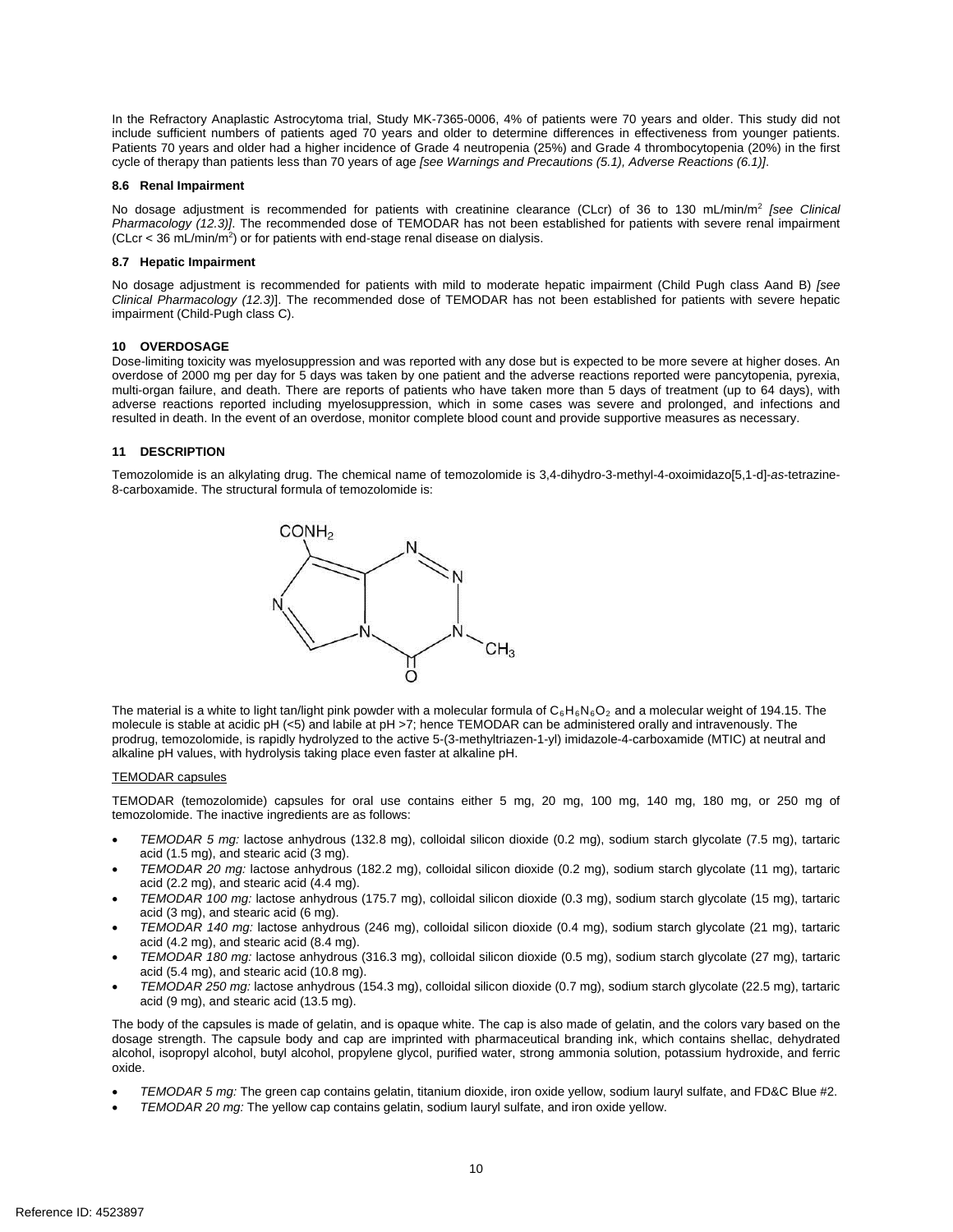In the Refractory Anaplastic Astrocytoma trial, Study MK-7365-0006, 4% of patients were 70 years and older. This study did not include sufficient numbers of patients aged 70 years and older to determine differences in effectiveness from younger patients. Patients 70 years and older had a higher incidence of Grade 4 neutropenia (25%) and Grade 4 thrombocytopenia (20%) in the first cycle of therapy than patients less than 70 years of age *[see Warnings and Precautions (5.1), Adverse Reactions (6.1)]*.

### 8.6 Renal Impairment

No dosage adjustment is recommended for patients with creatinine clearance (CLcr) of 36 to 130 mL/min/m$^2$ *[see Clinical Pharmacology (12.3)]*. The recommended dose of TEMODAR has not been established for patients with severe renal impairment (CLcr < 36 mL/min/m$^2$) or for patients with end-stage renal disease on dialysis.

### 8.7 Hepatic Impairment

No dosage adjustment is recommended for patients with mild to moderate hepatic impairment (Child Pugh class Aand B) *[see Clinical Pharmacology (12.3)*]. The recommended dose of TEMODAR has not been established for patients with severe hepatic impairment (Child-Pugh class C).

## 10 OVERDOSAGE

Dose-limiting toxicity was myelosuppression and was reported with any dose but is expected to be more severe at higher doses. An overdose of 2000 mg per day for 5 days was taken by one patient and the adverse reactions reported were pancytopenia, pyrexia, multi-organ failure, and death. There are reports of patients who have taken more than 5 days of treatment (up to 64 days), with adverse reactions reported including myelosuppression, which in some cases was severe and prolonged, and infections and resulted in death. In the event of an overdose, monitor complete blood count and provide supportive measures as necessary.

## 11 DESCRIPTION

Temozolomide is an alkylating drug. The chemical name of temozolomide is 3,4-dihydro-3-methyl-4-oxoimidazo[5,1-d]-*as*-tetrazine-8-carboxamide. The structural formula of temozolomide is:

The material is a white to light tan/light pink powder with a molecular formula of $C_6H_6N_6O_2$ and a molecular weight of 194.15. The molecule is stable at acidic pH (<5) and labile at pH >7; hence TEMODAR can be administered orally and intravenously. The prodrug, temozolomide, is rapidly hydrolyzed to the active 5-(3-methyltriazen-1-yl) imidazole-4-carboxamide (MTIC) at neutral and alkaline pH values, with hydrolysis taking place even faster at alkaline pH.

<u>TEMODAR capsules</u>

TEMODAR (temozolomide) capsules for oral use contains either 5 mg, 20 mg, 100 mg, 140 mg, 180 mg, or 250 mg of temozolomide. The inactive ingredients are as follows:

- *TEMODAR 5 mg:* lactose anhydrous (132.8 mg), colloidal silicon dioxide (0.2 mg), sodium starch glycolate (7.5 mg), tartaric acid (1.5 mg), and stearic acid (3 mg).
- *TEMODAR 20 mg:* lactose anhydrous (182.2 mg), colloidal silicon dioxide (0.2 mg), sodium starch glycolate (11 mg), tartaric acid (2.2 mg), and stearic acid (4.4 mg).
- *TEMODAR 100 mg:* lactose anhydrous (175.7 mg), colloidal silicon dioxide (0.3 mg), sodium starch glycolate (15 mg), tartaric acid (3 mg), and stearic acid (6 mg).
- *TEMODAR 140 mg:* lactose anhydrous (246 mg), colloidal silicon dioxide (0.4 mg), sodium starch glycolate (21 mg), tartaric acid (4.2 mg), and stearic acid (8.4 mg).
- *TEMODAR 180 mg:* lactose anhydrous (316.3 mg), colloidal silicon dioxide (0.5 mg), sodium starch glycolate (27 mg), tartaric acid (5.4 mg), and stearic acid (10.8 mg).
- *TEMODAR 250 mg:* lactose anhydrous (154.3 mg), colloidal silicon dioxide (0.7 mg), sodium starch glycolate (22.5 mg), tartaric acid (9 mg), and stearic acid (13.5 mg).

The body of the capsules is made of gelatin, and is opaque white. The cap is also made of gelatin, and the colors vary based on the dosage strength. The capsule body and cap are imprinted with pharmaceutical branding ink, which contains shellac, dehydrated alcohol, isopropyl alcohol, butyl alcohol, propylene glycol, purified water, strong ammonia solution, potassium hydroxide, and ferric oxide.

- *TEMODAR 5 mg:* The green cap contains gelatin, titanium dioxide, iron oxide yellow, sodium lauryl sulfate, and FD&C Blue #2.
- *TEMODAR 20 mg:* The yellow cap contains gelatin, sodium lauryl sulfate, and iron oxide yellow.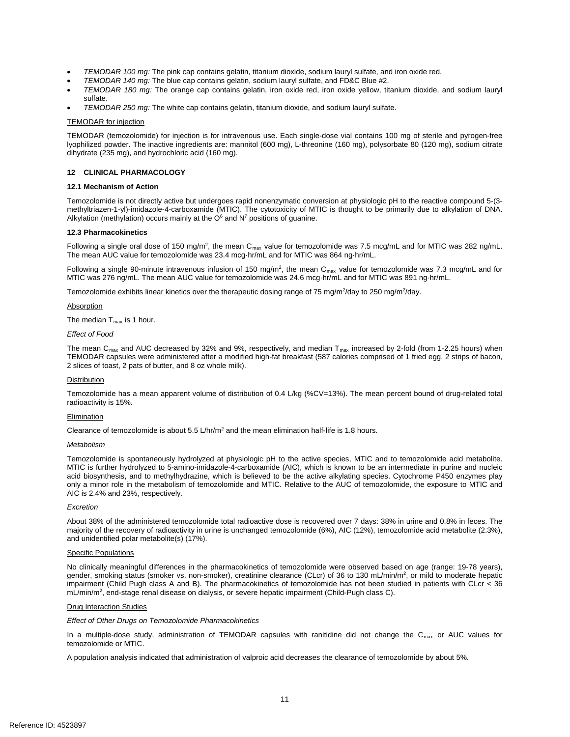- *TEMODAR 100 mg:* The pink cap contains gelatin, titanium dioxide, sodium lauryl sulfate, and iron oxide red.
- *TEMODAR 140 mg:* The blue cap contains gelatin, sodium lauryl sulfate, and FD&C Blue #2.
- *TEMODAR 180 mg:* The orange cap contains gelatin, iron oxide red, iron oxide yellow, titanium dioxide, and sodium lauryl sulfate.
- *TEMODAR 250 mg:* The white cap contains gelatin, titanium dioxide, and sodium lauryl sulfate.

TEMODAR for injection

TEMODAR (temozolomide) for injection is for intravenous use. Each single-dose vial contains 100 mg of sterile and pyrogen-free lyophilized powder. The inactive ingredients are: mannitol (600 mg), L-threonine (160 mg), polysorbate 80 (120 mg), sodium citrate dihydrate (235 mg), and hydrochloric acid (160 mg).

## 12 CLINICAL PHARMACOLOGY

### 12.1 Mechanism of Action

Temozolomide is not directly active but undergoes rapid nonenzymatic conversion at physiologic pH to the reactive compound 5-(3-methyltriazen-1-yl)-imidazole-4-carboxamide (MTIC). The cytotoxicity of MTIC is thought to be primarily due to alkylation of DNA. Alkylation (methylation) occurs mainly at the $O^6$ and $N^7$ positions of guanine.

### 12.3 Pharmacokinetics

Following a single oral dose of 150 mg/m$^2$, the mean $C_{max}$ value for temozolomide was 7.5 mcg/mL and for MTIC was 282 ng/mL. The mean AUC value for temozolomide was 23.4 mcg·hr/mL and for MTIC was 864 ng·hr/mL.

Following a single 90-minute intravenous infusion of 150 mg/m$^2$, the mean $C_{max}$ value for temozolomide was 7.3 mcg/mL and for MTIC was 276 ng/mL. The mean AUC value for temozolomide was 24.6 mcg·hr/mL and for MTIC was 891 ng·hr/mL.

Temozolomide exhibits linear kinetics over the therapeutic dosing range of 75 mg/m$^2$/day to 250 mg/m$^2$/day.

Absorption

The median $T_{max}$ is 1 hour.

*Effect of Food*

The mean $C_{max}$ and AUC decreased by 32% and 9%, respectively, and median $T_{max}$ increased by 2-fold (from 1-2.25 hours) when TEMODAR capsules were administered after a modified high-fat breakfast (587 calories comprised of 1 fried egg, 2 strips of bacon, 2 slices of toast, 2 pats of butter, and 8 oz whole milk).

Distribution

Temozolomide has a mean apparent volume of distribution of 0.4 L/kg (%CV=13%). The mean percent bound of drug-related total radioactivity is 15%.

Elimination

Clearance of temozolomide is about 5.5 L/hr/m$^2$ and the mean elimination half-life is 1.8 hours.

*Metabolism*

Temozolomide is spontaneously hydrolyzed at physiologic pH to the active species, MTIC and to temozolomide acid metabolite. MTIC is further hydrolyzed to 5-amino-imidazole-4-carboxamide (AIC), which is known to be an intermediate in purine and nucleic acid biosynthesis, and to methylhydrazine, which is believed to be the active alkylating species. Cytochrome P450 enzymes play only a minor role in the metabolism of temozolomide and MTIC. Relative to the AUC of temozolomide, the exposure to MTIC and AIC is 2.4% and 23%, respectively.

*Excretion*

About 38% of the administered temozolomide total radioactive dose is recovered over 7 days: 38% in urine and 0.8% in feces. The majority of the recovery of radioactivity in urine is unchanged temozolomide (6%), AIC (12%), temozolomide acid metabolite (2.3%), and unidentified polar metabolite(s) (17%).

Specific Populations

No clinically meaningful differences in the pharmacokinetics of temozolomide were observed based on age (range: 19-78 years), gender, smoking status (smoker vs. non-smoker), creatinine clearance (CLcr) of 36 to 130 mL/min/m$^2$, or mild to moderate hepatic impairment (Child Pugh class A and B). The pharmacokinetics of temozolomide has not been studied in patients with CLcr < 36 mL/min/m$^2$, end-stage renal disease on dialysis, or severe hepatic impairment (Child-Pugh class C).

Drug Interaction Studies

*Effect of Other Drugs on Temozolomide Pharmacokinetics*

In a multiple-dose study, administration of TEMODAR capsules with ranitidine did not change the $C_{max}$ or AUC values for temozolomide or MTIC.

A population analysis indicated that administration of valproic acid decreases the clearance of temozolomide by about 5%.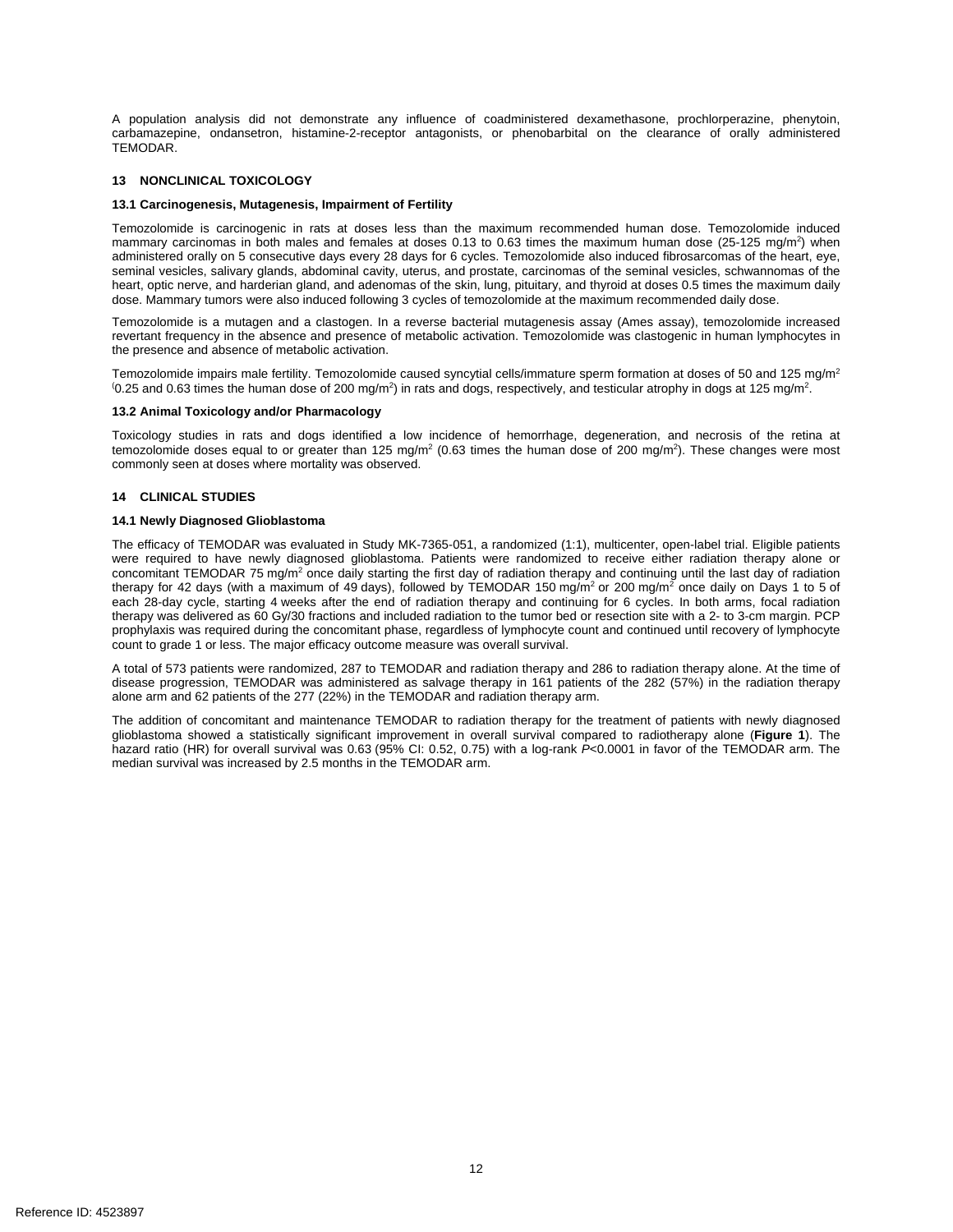A population analysis did not demonstrate any influence of coadministered dexamethasone, prochlorperazine, phenytoin, carbamazepine, ondansetron, histamine-2-receptor antagonists, or phenobarbital on the clearance of orally administered TEMODAR.

## 13 NONCLINICAL TOXICOLOGY

### 13.1 Carcinogenesis, Mutagenesis, Impairment of Fertility

Temozolomide is carcinogenic in rats at doses less than the maximum recommended human dose. Temozolomide induced mammary carcinomas in both males and females at doses 0.13 to 0.63 times the maximum human dose (25-125 mg/m$^2$) when administered orally on 5 consecutive days every 28 days for 6 cycles. Temozolomide also induced fibrosarcomas of the heart, eye, seminal vesicles, salivary glands, abdominal cavity, uterus, and prostate, carcinomas of the seminal vesicles, schwannomas of the heart, optic nerve, and harderian gland, and adenomas of the skin, lung, pituitary, and thyroid at doses 0.5 times the maximum daily dose. Mammary tumors were also induced following 3 cycles of temozolomide at the maximum recommended daily dose.

Temozolomide is a mutagen and a clastogen. In a reverse bacterial mutagenesis assay (Ames assay), temozolomide increased revertant frequency in the absence and presence of metabolic activation. Temozolomide was clastogenic in human lymphocytes in the presence and absence of metabolic activation.

Temozolomide impairs male fertility. Temozolomide caused syncytial cells/immature sperm formation at doses of 50 and 125 mg/m$^2$ (0.25 and 0.63 times the human dose of 200 mg/m$^2$) in rats and dogs, respectively, and testicular atrophy in dogs at 125 mg/m$^2$.

### 13.2 Animal Toxicology and/or Pharmacology

Toxicology studies in rats and dogs identified a low incidence of hemorrhage, degeneration, and necrosis of the retina at temozolomide doses equal to or greater than 125 mg/m$^2$ (0.63 times the human dose of 200 mg/m$^2$). These changes were most commonly seen at doses where mortality was observed.

## 14 CLINICAL STUDIES

### 14.1 Newly Diagnosed Glioblastoma

The efficacy of TEMODAR was evaluated in Study MK-7365-051, a randomized (1:1), multicenter, open-label trial. Eligible patients were required to have newly diagnosed glioblastoma. Patients were randomized to receive either radiation therapy alone or concomitant TEMODAR 75 mg/m$^2$ once daily starting the first day of radiation therapy and continuing until the last day of radiation therapy for 42 days (with a maximum of 49 days), followed by TEMODAR 150 mg/m$^2$ or 200 mg/m$^2$ once daily on Days 1 to 5 of each 28-day cycle, starting 4 weeks after the end of radiation therapy and continuing for 6 cycles. In both arms, focal radiation therapy was delivered as 60 Gy/30 fractions and included radiation to the tumor bed or resection site with a 2- to 3-cm margin. PCP prophylaxis was required during the concomitant phase, regardless of lymphocyte count and continued until recovery of lymphocyte count to grade 1 or less. The major efficacy outcome measure was overall survival.

A total of 573 patients were randomized, 287 to TEMODAR and radiation therapy and 286 to radiation therapy alone. At the time of disease progression, TEMODAR was administered as salvage therapy in 161 patients of the 282 (57%) in the radiation therapy alone arm and 62 patients of the 277 (22%) in the TEMODAR and radiation therapy arm.

The addition of concomitant and maintenance TEMODAR to radiation therapy for the treatment of patients with newly diagnosed glioblastoma showed a statistically significant improvement in overall survival compared to radiotherapy alone (**Figure 1**). The hazard ratio (HR) for overall survival was 0.63 (95% CI: 0.52, 0.75) with a log-rank $P$<0.0001 in favor of the TEMODAR arm. The median survival was increased by 2.5 months in the TEMODAR arm.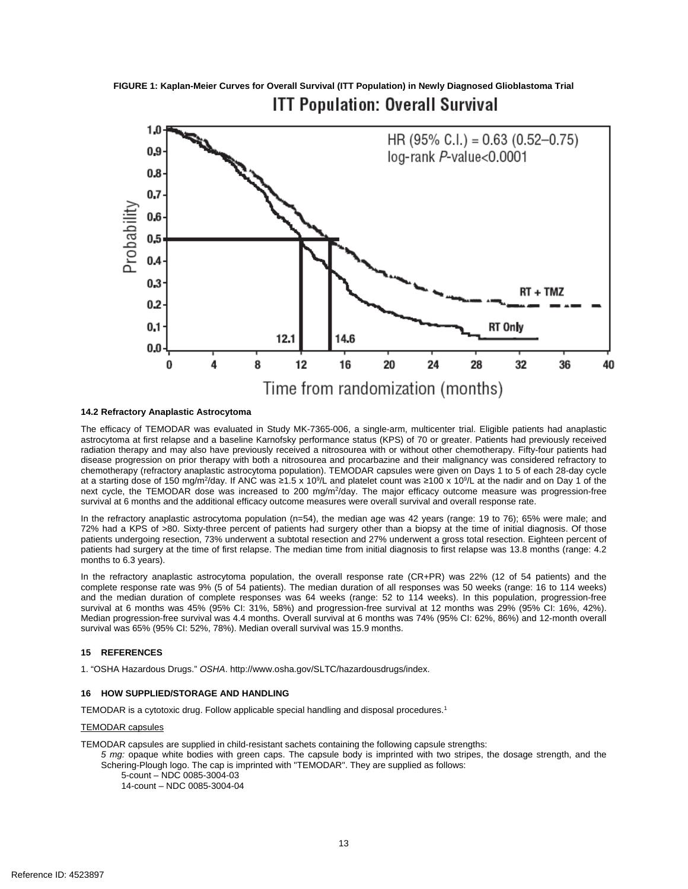**FIGURE 1: Kaplan-Meier Curves for Overall Survival (ITT Population) in Newly Diagnosed Glioblastoma Trial**

### 14.2 Refractory Anaplastic Astrocytoma

The efficacy of TEMODAR was evaluated in Study MK-7365-006, a single-arm, multicenter trial. Eligible patients had anaplastic astrocytoma at first relapse and a baseline Karnofsky performance status (KPS) of 70 or greater. Patients had previously received radiation therapy and may also have previously received a nitrosourea with or without other chemotherapy. Fifty-four patients had disease progression on prior therapy with both a nitrosourea and procarbazine and their malignancy was considered refractory to chemotherapy (refractory anaplastic astrocytoma population). TEMODAR capsules were given on Days 1 to 5 of each 28-day cycle at a starting dose of 150 mg/m$^2$/day. If ANC was ≥1.5 x $10^9$/L and platelet count was ≥100 x $10^9$/L at the nadir and on Day 1 of the next cycle, the TEMODAR dose was increased to 200 mg/m$^2$/day. The major efficacy outcome measure was progression-free survival at 6 months and the additional efficacy outcome measures were overall survival and overall response rate.

In the refractory anaplastic astrocytoma population (n=54), the median age was 42 years (range: 19 to 76); 65% were male; and 72% had a KPS of >80. Sixty-three percent of patients had surgery other than a biopsy at the time of initial diagnosis. Of those patients undergoing resection, 73% underwent a subtotal resection and 27% underwent a gross total resection. Eighteen percent of patients had surgery at the time of first relapse. The median time from initial diagnosis to first relapse was 13.8 months (range: 4.2 months to 6.3 years).

In the refractory anaplastic astrocytoma population, the overall response rate (CR+PR) was 22% (12 of 54 patients) and the complete response rate was 9% (5 of 54 patients). The median duration of all responses was 50 weeks (range: 16 to 114 weeks) and the median duration of complete responses was 64 weeks (range: 52 to 114 weeks). In this population, progression-free survival at 6 months was 45% (95% CI: 31%, 58%) and progression-free survival at 12 months was 29% (95% CI: 16%, 42%). Median progression-free survival was 4.4 months. Overall survival at 6 months was 74% (95% CI: 62%, 86%) and 12-month overall survival was 65% (95% CI: 52%, 78%). Median overall survival was 15.9 months.

## 15 REFERENCES

1. "OSHA Hazardous Drugs." *OSHA*. http://www.osha.gov/SLTC/hazardousdrugs/index.

## 16 HOW SUPPLIED/STORAGE AND HANDLING

TEMODAR is a cytotoxic drug. Follow applicable special handling and disposal procedures.[1]

<u>TEMODAR capsules</u>

TEMODAR capsules are supplied in child-resistant sachets containing the following capsule strengths:

*5 mg:* opaque white bodies with green caps. The capsule body is imprinted with two stripes, the dosage strength, and the Schering-Plough logo. The cap is imprinted with "TEMODAR". They are supplied as follows:

- 5-count – NDC 0085-3004-03
- 14-count – NDC 0085-3004-04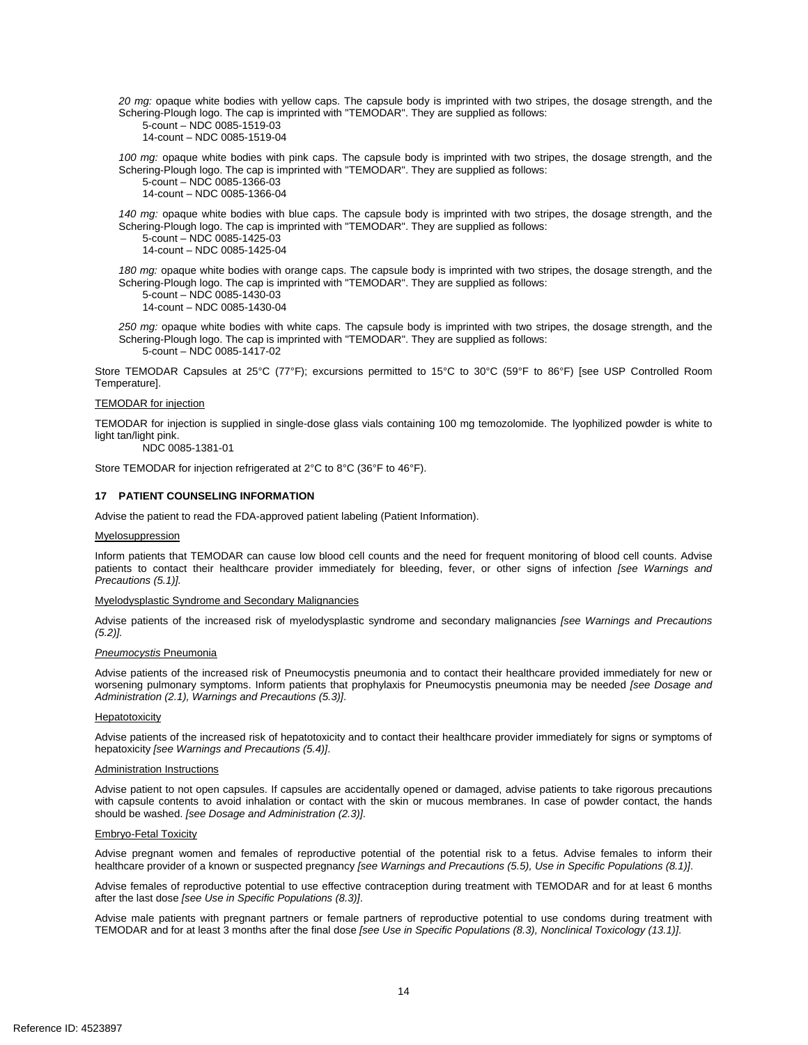*20 mg:* opaque white bodies with yellow caps. The capsule body is imprinted with two stripes, the dosage strength, and the Schering-Plough logo. The cap is imprinted with "TEMODAR". They are supplied as follows:

5-count – NDC 0085-1519-03
14-count – NDC 0085-1519-04

*100 mg:* opaque white bodies with pink caps. The capsule body is imprinted with two stripes, the dosage strength, and the Schering-Plough logo. The cap is imprinted with "TEMODAR". They are supplied as follows:

5-count – NDC 0085-1366-03
14-count – NDC 0085-1366-04

*140 mg:* opaque white bodies with blue caps. The capsule body is imprinted with two stripes, the dosage strength, and the Schering-Plough logo. The cap is imprinted with "TEMODAR". They are supplied as follows:

5-count – NDC 0085-1425-03
14-count – NDC 0085-1425-04

*180 mg:* opaque white bodies with orange caps. The capsule body is imprinted with two stripes, the dosage strength, and the Schering-Plough logo. The cap is imprinted with "TEMODAR". They are supplied as follows:

5-count – NDC 0085-1430-03
14-count – NDC 0085-1430-04

*250 mg:* opaque white bodies with white caps. The capsule body is imprinted with two stripes, the dosage strength, and the Schering-Plough logo. The cap is imprinted with "TEMODAR". They are supplied as follows:

5-count – NDC 0085-1417-02

Store TEMODAR Capsules at 25°C (77°F); excursions permitted to 15°C to 30°C (59°F to 86°F) [see USP Controlled Room Temperature].

TEMODAR for injection

TEMODAR for injection is supplied in single-dose glass vials containing 100 mg temozolomide. The lyophilized powder is white to light tan/light pink.

NDC 0085-1381-01

Store TEMODAR for injection refrigerated at 2°C to 8°C (36°F to 46°F).

## 17 PATIENT COUNSELING INFORMATION

Advise the patient to read the FDA-approved patient labeling (Patient Information).

Myelosuppression

Inform patients that TEMODAR can cause low blood cell counts and the need for frequent monitoring of blood cell counts. Advise patients to contact their healthcare provider immediately for bleeding, fever, or other signs of infection *[see Warnings and Precautions (5.1)]*.

Myelodysplastic Syndrome and Secondary Malignancies

Advise patients of the increased risk of myelodysplastic syndrome and secondary malignancies *[see Warnings and Precautions (5.2)]*.

*Pneumocystis* Pneumonia

Advise patients of the increased risk of Pneumocystis pneumonia and to contact their healthcare provided immediately for new or worsening pulmonary symptoms. Inform patients that prophylaxis for Pneumocystis pneumonia may be needed *[see Dosage and Administration (2.1), Warnings and Precautions (5.3)]*.

Hepatotoxicity

Advise patients of the increased risk of hepatotoxicity and to contact their healthcare provider immediately for signs or symptoms of hepatotoxicity *[see Warnings and Precautions (5.4)]*.

Administration Instructions

Advise patient to not open capsules. If capsules are accidentally opened or damaged, advise patients to take rigorous precautions with capsule contents to avoid inhalation or contact with the skin or mucous membranes. In case of powder contact, the hands should be washed. *[see Dosage and Administration (2.3)]*.

Embryo-Fetal Toxicity

Advise pregnant women and females of reproductive potential of the potential risk to a fetus. Advise females to inform their healthcare provider of a known or suspected pregnancy *[see Warnings and Precautions (5.5), Use in Specific Populations (8.1)]*.

Advise females of reproductive potential to use effective contraception during treatment with TEMODAR and for at least 6 months after the last dose *[see Use in Specific Populations (8.3)]*.

Advise male patients with pregnant partners or female partners of reproductive potential to use condoms during treatment with TEMODAR and for at least 3 months after the final dose *[see Use in Specific Populations (8.3), Nonclinical Toxicology (13.1)]*.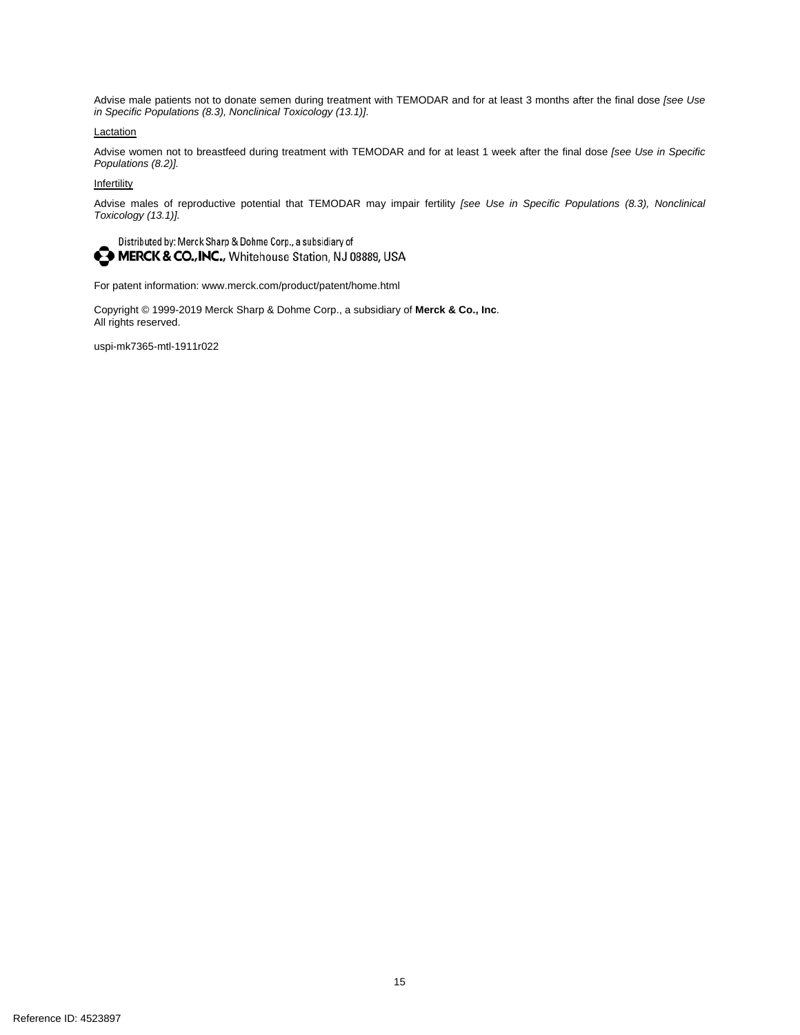Advise male patients not to donate semen during treatment with TEMODAR and for at least 3 months after the final dose *[see Use in Specific Populations (8.3), Nonclinical Toxicology (13.1)]*.

Lactation

Advise women not to breastfeed during treatment with TEMODAR and for at least 1 week after the final dose *[see Use in Specific Populations (8.2)]*.

Infertility

Advise males of reproductive potential that TEMODAR may impair fertility *[see Use in Specific Populations (8.3), Nonclinical Toxicology (13.1)]*.

Distributed by: Merck Sharp & Dohme Corp., a subsidiary of
**MERCK & CO., INC.,** Whitehouse Station, NJ 08889, USA

For patent information: www.merck.com/product/patent/home.html

Copyright © 1999-2019 Merck Sharp & Dohme Corp., a subsidiary of **Merck & Co., Inc**.
All rights reserved.

uspi-mk7365-mtl-1911r022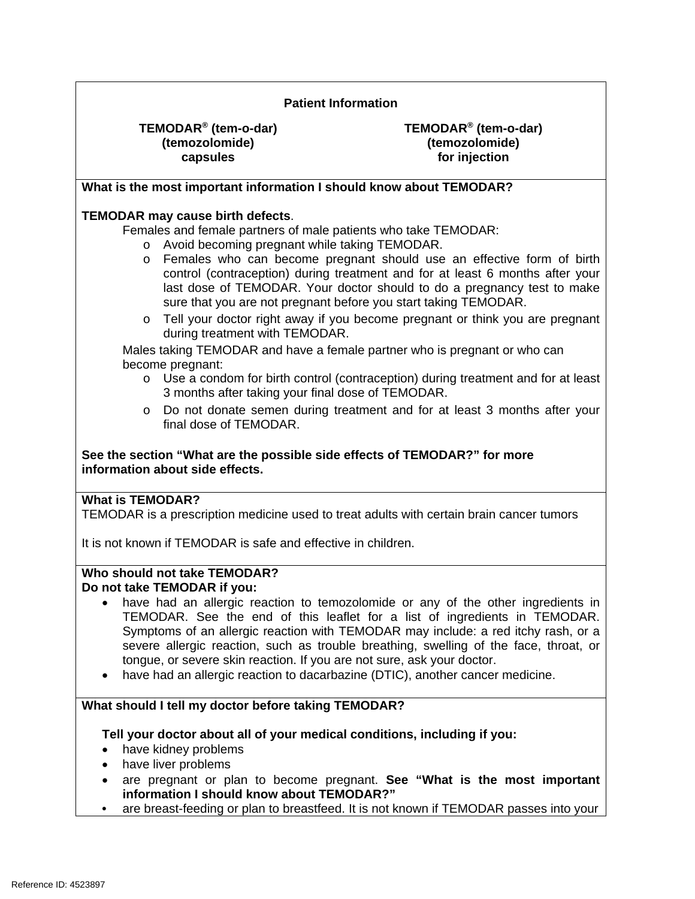## Patient Information

**TEMODAR® (tem-o-dar)**
**(temozolomide)**
**capsules**

**TEMODAR® (tem-o-dar)**
**(temozolomide)**
**for injection**

### What is the most important information I should know about TEMODAR?

**TEMODAR may cause birth defects**.

Females and female partners of male patients who take TEMODAR:

- Avoid becoming pregnant while taking TEMODAR.
- Females who can become pregnant should use an effective form of birth control (contraception) during treatment and for at least 6 months after your last dose of TEMODAR. Your doctor should to do a pregnancy test to make sure that you are not pregnant before you start taking TEMODAR.
- Tell your doctor right away if you become pregnant or think you are pregnant during treatment with TEMODAR.

Males taking TEMODAR and have a female partner who is pregnant or who can become pregnant:

- Use a condom for birth control (contraception) during treatment and for at least 3 months after taking your final dose of TEMODAR.
- Do not donate semen during treatment and for at least 3 months after your final dose of TEMODAR.

**See the section "What are the possible side effects of TEMODAR?" for more information about side effects.**

### What is TEMODAR?

TEMODAR is a prescription medicine used to treat adults with certain brain cancer tumors

It is not known if TEMODAR is safe and effective in children.

### Who should not take TEMODAR?

**Do not take TEMODAR if you:**

- have had an allergic reaction to temozolomide or any of the other ingredients in TEMODAR. See the end of this leaflet for a list of ingredients in TEMODAR. Symptoms of an allergic reaction with TEMODAR may include: a red itchy rash, or a severe allergic reaction, such as trouble breathing, swelling of the face, throat, or tongue, or severe skin reaction. If you are not sure, ask your doctor.
- have had an allergic reaction to dacarbazine (DTIC), another cancer medicine.

### What should I tell my doctor before taking TEMODAR?

**Tell your doctor about all of your medical conditions, including if you:**

- have kidney problems
- have liver problems
- are pregnant or plan to become pregnant. **See "What is the most important information I should know about TEMODAR?"**
- are breast-feeding or plan to breastfeed. It is not known if TEMODAR passes into your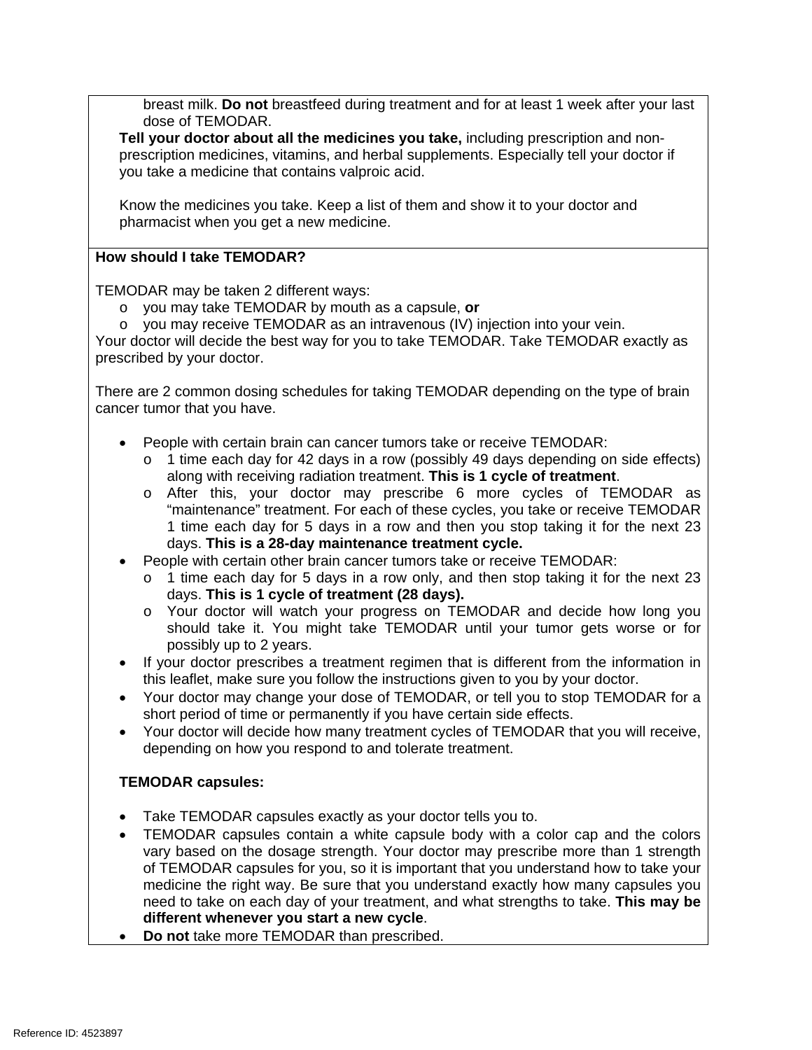breast milk. **Do not** breastfeed during treatment and for at least 1 week after your last dose of TEMODAR.

**Tell your doctor about all the medicines you take,** including prescription and non-prescription medicines, vitamins, and herbal supplements. Especially tell your doctor if you take a medicine that contains valproic acid.

Know the medicines you take. Keep a list of them and show it to your doctor and pharmacist when you get a new medicine.

**How should I take TEMODAR?**

TEMODAR may be taken 2 different ways:

- you may take TEMODAR by mouth as a capsule, **or**
- you may receive TEMODAR as an intravenous (IV) injection into your vein.

Your doctor will decide the best way for you to take TEMODAR. Take TEMODAR exactly as prescribed by your doctor.

There are 2 common dosing schedules for taking TEMODAR depending on the type of brain cancer tumor that you have.

- People with certain brain can cancer tumors take or receive TEMODAR:
  - 1 time each day for 42 days in a row (possibly 49 days depending on side effects) along with receiving radiation treatment. **This is 1 cycle of treatment**.
  - After this, your doctor may prescribe 6 more cycles of TEMODAR as "maintenance" treatment. For each of these cycles, you take or receive TEMODAR 1 time each day for 5 days in a row and then you stop taking it for the next 23 days. **This is a 28-day maintenance treatment cycle.**
- People with certain other brain cancer tumors take or receive TEMODAR:
  - 1 time each day for 5 days in a row only, and then stop taking it for the next 23 days. **This is 1 cycle of treatment (28 days).**
  - Your doctor will watch your progress on TEMODAR and decide how long you should take it. You might take TEMODAR until your tumor gets worse or for possibly up to 2 years.
- If your doctor prescribes a treatment regimen that is different from the information in this leaflet, make sure you follow the instructions given to you by your doctor.
- Your doctor may change your dose of TEMODAR, or tell you to stop TEMODAR for a short period of time or permanently if you have certain side effects.
- Your doctor will decide how many treatment cycles of TEMODAR that you will receive, depending on how you respond to and tolerate treatment.

**TEMODAR capsules:**

- Take TEMODAR capsules exactly as your doctor tells you to.
- TEMODAR capsules contain a white capsule body with a color cap and the colors vary based on the dosage strength. Your doctor may prescribe more than 1 strength of TEMODAR capsules for you, so it is important that you understand how to take your medicine the right way. Be sure that you understand exactly how many capsules you need to take on each day of your treatment, and what strengths to take. **This may be different whenever you start a new cycle**.
- **Do not** take more TEMODAR than prescribed.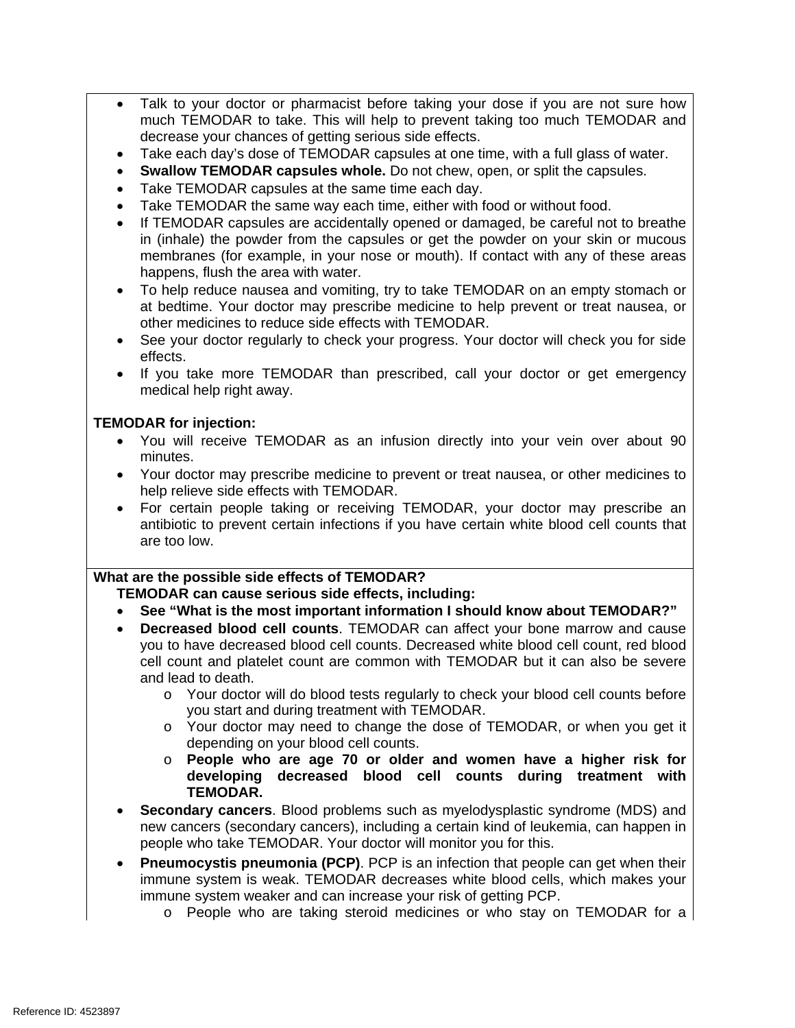- Talk to your doctor or pharmacist before taking your dose if you are not sure how much TEMODAR to take. This will help to prevent taking too much TEMODAR and decrease your chances of getting serious side effects.
- Take each day's dose of TEMODAR capsules at one time, with a full glass of water.
- **Swallow TEMODAR capsules whole.** Do not chew, open, or split the capsules.
- Take TEMODAR capsules at the same time each day.
- Take TEMODAR the same way each time, either with food or without food.
- If TEMODAR capsules are accidentally opened or damaged, be careful not to breathe in (inhale) the powder from the capsules or get the powder on your skin or mucous membranes (for example, in your nose or mouth). If contact with any of these areas happens, flush the area with water.
- To help reduce nausea and vomiting, try to take TEMODAR on an empty stomach or at bedtime. Your doctor may prescribe medicine to help prevent or treat nausea, or other medicines to reduce side effects with TEMODAR.
- See your doctor regularly to check your progress. Your doctor will check you for side effects.
- If you take more TEMODAR than prescribed, call your doctor or get emergency medical help right away.

**TEMODAR for injection:**

- You will receive TEMODAR as an infusion directly into your vein over about 90 minutes.
- Your doctor may prescribe medicine to prevent or treat nausea, or other medicines to help relieve side effects with TEMODAR.
- For certain people taking or receiving TEMODAR, your doctor may prescribe an antibiotic to prevent certain infections if you have certain white blood cell counts that are too low.

**What are the possible side effects of TEMODAR?**

**TEMODAR can cause serious side effects, including:**

- **See "What is the most important information I should know about TEMODAR?"**
- **Decreased blood cell counts**. TEMODAR can affect your bone marrow and cause you to have decreased blood cell counts. Decreased white blood cell count, red blood cell count and platelet count are common with TEMODAR but it can also be severe and lead to death.
  - Your doctor will do blood tests regularly to check your blood cell counts before you start and during treatment with TEMODAR.
  - Your doctor may need to change the dose of TEMODAR, or when you get it depending on your blood cell counts.
  - **People who are age 70 or older and women have a higher risk for developing decreased blood cell counts during treatment with TEMODAR.**
- **Secondary cancers**. Blood problems such as myelodysplastic syndrome (MDS) and new cancers (secondary cancers), including a certain kind of leukemia, can happen in people who take TEMODAR. Your doctor will monitor you for this.
- **Pneumocystis pneumonia (PCP)**. PCP is an infection that people can get when their immune system is weak. TEMODAR decreases white blood cells, which makes your immune system weaker and can increase your risk of getting PCP.
  - People who are taking steroid medicines or who stay on TEMODAR for a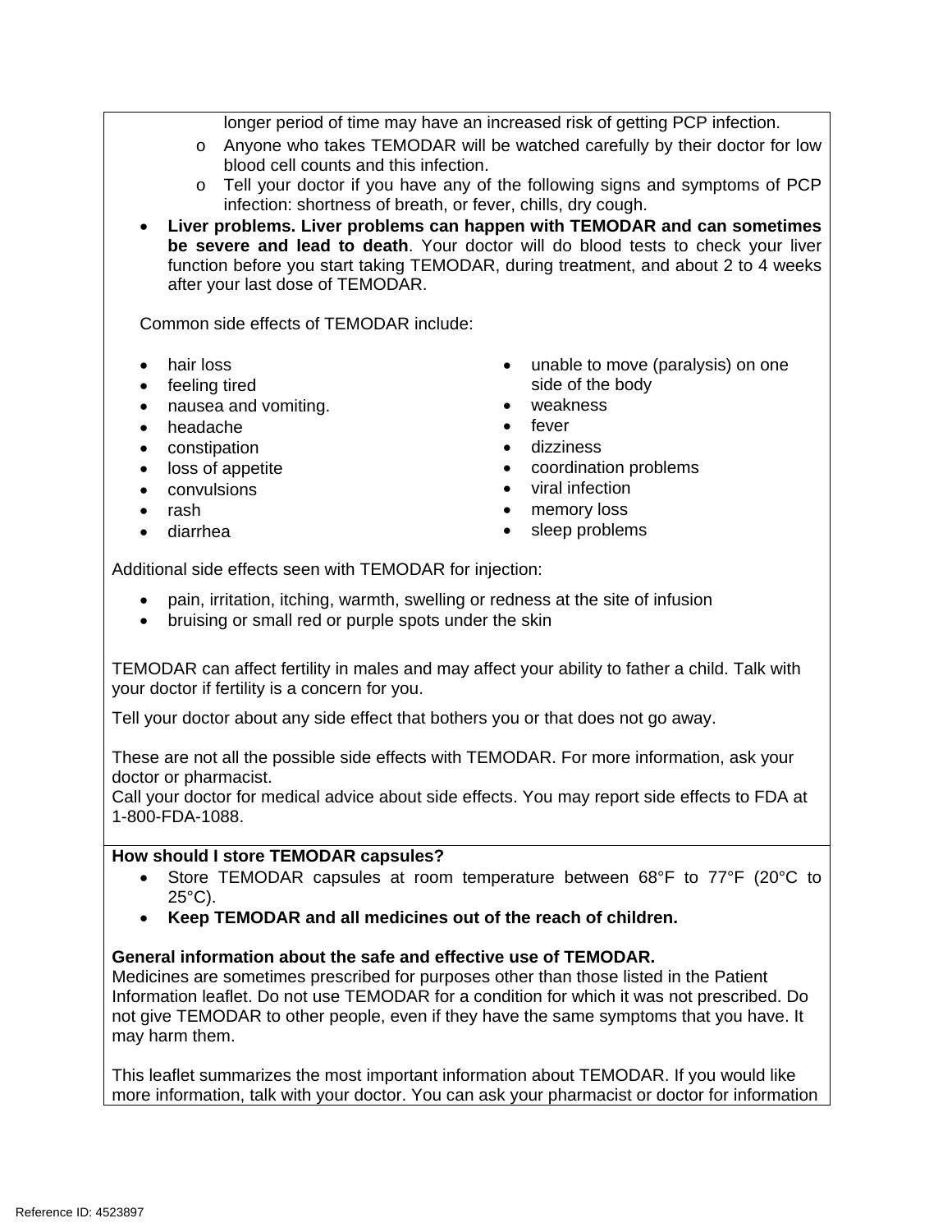longer period of time may have an increased risk of getting PCP infection.

  - Anyone who takes TEMODAR will be watched carefully by their doctor for low blood cell counts and this infection.
  - Tell your doctor if you have any of the following signs and symptoms of PCP infection: shortness of breath, or fever, chills, dry cough.

- **Liver problems. Liver problems can happen with TEMODAR and can sometimes be severe and lead to death**. Your doctor will do blood tests to check your liver function before you start taking TEMODAR, during treatment, and about 2 to 4 weeks after your last dose of TEMODAR.

Common side effects of TEMODAR include:

- hair loss
- feeling tired
- nausea and vomiting.
- headache
- constipation
- loss of appetite
- convulsions
- rash
- diarrhea
- unable to move (paralysis) on one side of the body
- weakness
- fever
- dizziness
- coordination problems
- viral infection
- memory loss
- sleep problems

Additional side effects seen with TEMODAR for injection:

- pain, irritation, itching, warmth, swelling or redness at the site of infusion
- bruising or small red or purple spots under the skin

TEMODAR can affect fertility in males and may affect your ability to father a child. Talk with your doctor if fertility is a concern for you.

Tell your doctor about any side effect that bothers you or that does not go away.

These are not all the possible side effects with TEMODAR. For more information, ask your doctor or pharmacist.
Call your doctor for medical advice about side effects. You may report side effects to FDA at 1-800-FDA-1088.

**How should I store TEMODAR capsules?**

- Store TEMODAR capsules at room temperature between 68°F to 77°F (20°C to 25°C).
- **Keep TEMODAR and all medicines out of the reach of children.**

**General information about the safe and effective use of TEMODAR.**
Medicines are sometimes prescribed for purposes other than those listed in the Patient Information leaflet. Do not use TEMODAR for a condition for which it was not prescribed. Do not give TEMODAR to other people, even if they have the same symptoms that you have. It may harm them.

This leaflet summarizes the most important information about TEMODAR. If you would like more information, talk with your doctor. You can ask your pharmacist or doctor for information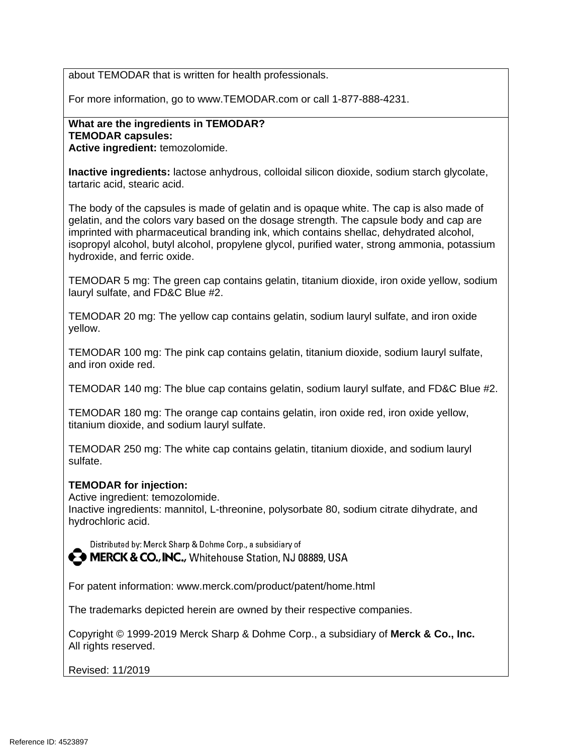about TEMODAR that is written for health professionals.

For more information, go to www.TEMODAR.com or call 1-877-888-4231.

**What are the ingredients in TEMODAR?**
**TEMODAR capsules:**
**Active ingredient:** temozolomide.

**Inactive ingredients:** lactose anhydrous, colloidal silicon dioxide, sodium starch glycolate, tartaric acid, stearic acid.

The body of the capsules is made of gelatin and is opaque white. The cap is also made of gelatin, and the colors vary based on the dosage strength. The capsule body and cap are imprinted with pharmaceutical branding ink, which contains shellac, dehydrated alcohol, isopropyl alcohol, butyl alcohol, propylene glycol, purified water, strong ammonia, potassium hydroxide, and ferric oxide.

TEMODAR 5 mg: The green cap contains gelatin, titanium dioxide, iron oxide yellow, sodium lauryl sulfate, and FD&C Blue #2.

TEMODAR 20 mg: The yellow cap contains gelatin, sodium lauryl sulfate, and iron oxide yellow.

TEMODAR 100 mg: The pink cap contains gelatin, titanium dioxide, sodium lauryl sulfate, and iron oxide red.

TEMODAR 140 mg: The blue cap contains gelatin, sodium lauryl sulfate, and FD&C Blue #2.

TEMODAR 180 mg: The orange cap contains gelatin, iron oxide red, iron oxide yellow, titanium dioxide, and sodium lauryl sulfate.

TEMODAR 250 mg: The white cap contains gelatin, titanium dioxide, and sodium lauryl sulfate.

**TEMODAR for injection:**
Active ingredient: temozolomide.
Inactive ingredients: mannitol, L-threonine, polysorbate 80, sodium citrate dihydrate, and hydrochloric acid.

Distributed by: Merck Sharp & Dohme Corp., a subsidiary of
MERCK & CO., INC., Whitehouse Station, NJ 08889, USA

For patent information: www.merck.com/product/patent/home.html

The trademarks depicted herein are owned by their respective companies.

Copyright © 1999-2019 Merck Sharp & Dohme Corp., a subsidiary of **Merck & Co., Inc.**
All rights reserved.

Revised: 11/2019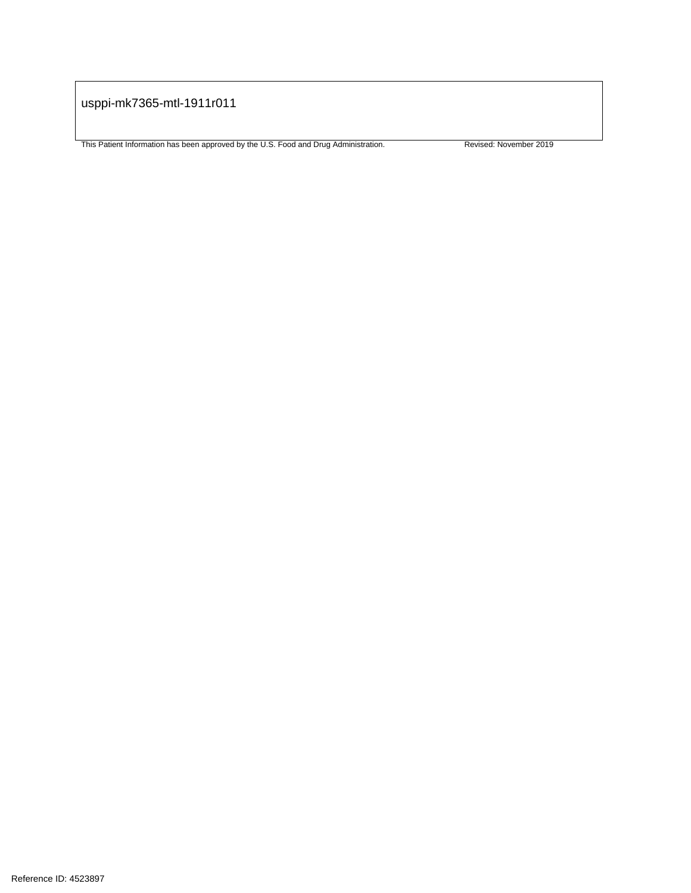usppi-mk7365-mtl-1911r011

This Patient Information has been approved by the U.S. Food and Drug Administration. Revised: November 2019

Reference ID: 4523897